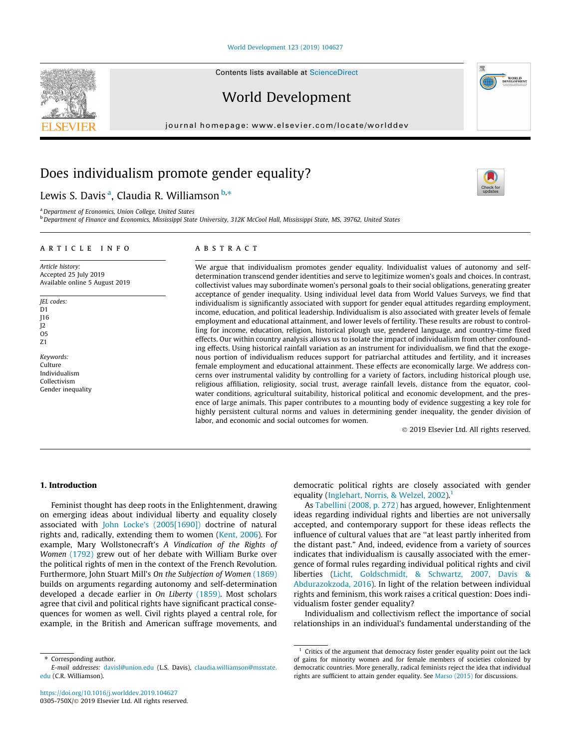# Does individualism promote gender equality?

Lewis S. Davis [a], Claudia R. Williamson [b,*]

[a] Department of Economics, Union College, United States

[b] Department of Finance and Economics, Mississippi State University, 312K McCool Hall, Mississippi State, MS, 39762, United States

## ARTICLE INFO

*Article history:*
Accepted 25 July 2019
Available online 5 August 2019

*JEL codes:*
D1
J16
J2
O5
Z1

*Keywords:*
Culture
Individualism
Collectivism
Gender inequality

## ABSTRACT

We argue that individualism promotes gender equality. Individualist values of autonomy and self-determination transcend gender identities and serve to legitimize women's goals and choices. In contrast, collectivist values may subordinate women's personal goals to their social obligations, generating greater acceptance of gender inequality. Using individual level data from World Values Surveys, we find that individualism is significantly associated with support for gender equal attitudes regarding employment, income, education, and political leadership. Individualism is also associated with greater levels of female employment and educational attainment, and lower levels of fertility. These results are robust to controlling for income, education, religion, historical plough use, gendered language, and country-time fixed effects. Our within country analysis allows us to isolate the impact of individualism from other confounding effects. Using historical rainfall variation as an instrument for individualism, we find that the exogenous portion of individualism reduces support for patriarchal attitudes and fertility, and it increases female employment and educational attainment. These effects are economically large. We address concerns over instrumental validity by controlling for a variety of factors, including historical plough use, religious affiliation, religiosity, social trust, average rainfall levels, distance from the equator, cool-water conditions, agricultural suitability, historical political and economic development, and the presence of large animals. This paper contributes to a mounting body of evidence suggesting a key role for highly persistent cultural norms and values in determining gender inequality, the gender division of labor, and economic and social outcomes for women.

© 2019 Elsevier Ltd. All rights reserved.

## 1. Introduction

Feminist thought has deep roots in the Enlightenment, drawing on emerging ideas about individual liberty and equality closely associated with John Locke's (2005[1690]) doctrine of natural rights and, radically, extending them to women (Kent, 2006). For example, Mary Wollstonecraft's *A Vindication of the Rights of Women* (1792) grew out of her debate with William Burke over the political rights of men in the context of the French Revolution. Furthermore, John Stuart Mill's *On the Subjection of Women* (1869) builds on arguments regarding autonomy and self-determination developed a decade earlier in *On Liberty* (1859). Most scholars agree that civil and political rights have significant practical consequences for women as well. Civil rights played a central role, for example, in the British and American suffrage movements, and democratic political rights are closely associated with gender equality (Inglehart, Norris, & Welzel, 2002).[1]

As Tabellini (2008, p. 272) has argued, however, Enlightenment ideas regarding individual rights and liberties are not universally accepted, and contemporary support for these ideas reflects the influence of cultural values that are "at least partly inherited from the distant past." And, indeed, evidence from a variety of sources indicates that individualism is causally associated with the emergence of formal rules regarding individual political rights and civil liberties (Licht, Goldschmidt, & Schwartz, 2007, Davis & Abdurazokzoda, 2016). In light of the relation between individual rights and feminism, this work raises a critical question: Does individualism foster gender equality?

Individualism and collectivism reflect the importance of social relationships in an individual's fundamental understanding of the

\* Corresponding author.
*E-mail addresses:* davisl@union.edu (L.S. Davis), claudia.williamson@msstate.edu (C.R. Williamson).

https://doi.org/10.1016/j.worlddev.2019.104627
0305-750X/© 2019 Elsevier Ltd. All rights reserved.

[1] Critics of the argument that democracy foster gender equality point out the lack of gains for minority women and for female members of societies colonized by democratic countries. More generally, radical feminists reject the idea that individual rights are sufficient to attain gender equality. See Marso (2015) for discussions.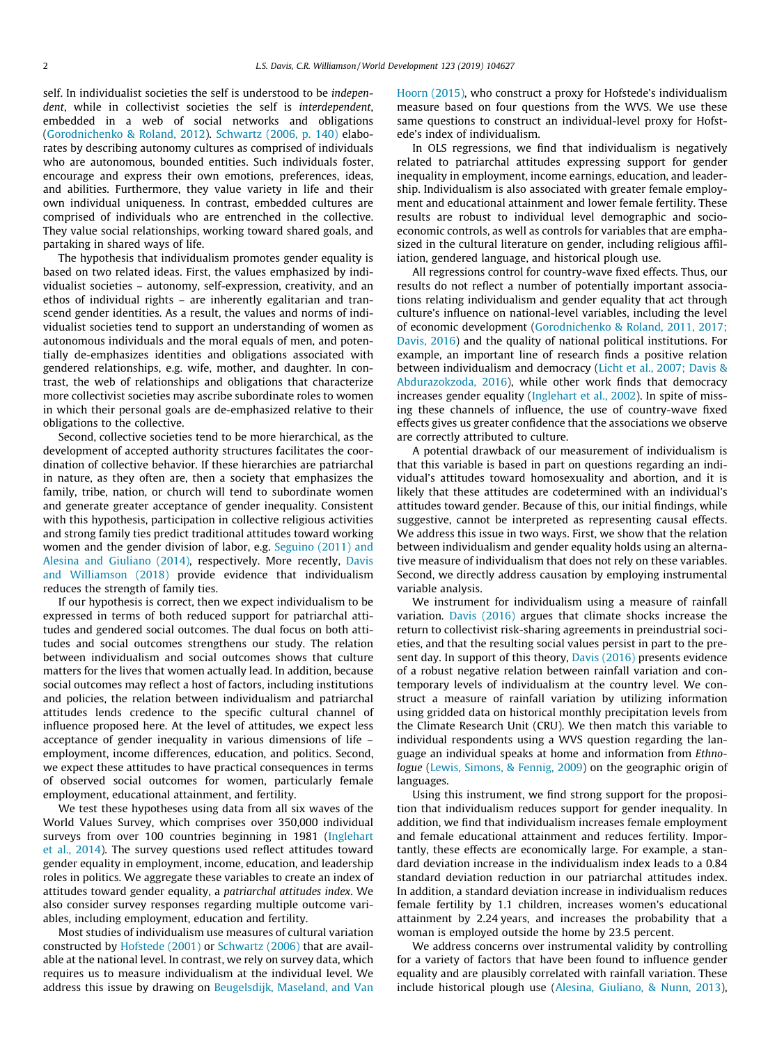self. In individualist societies the self is understood to be *independent*, while in collectivist societies the self is *interdependent*, embedded in a web of social networks and obligations (Gorodnichenko & Roland, 2012). Schwartz (2006, p. 140) elaborates by describing autonomy cultures as comprised of individuals who are autonomous, bounded entities. Such individuals foster, encourage and express their own emotions, preferences, ideas, and abilities. Furthermore, they value variety in life and their own individual uniqueness. In contrast, embedded cultures are comprised of individuals who are entrenched in the collective. They value social relationships, working toward shared goals, and partaking in shared ways of life.

The hypothesis that individualism promotes gender equality is based on two related ideas. First, the values emphasized by individualist societies – autonomy, self-expression, creativity, and an ethos of individual rights – are inherently egalitarian and transcend gender identities. As a result, the values and norms of individualist societies tend to support an understanding of women as autonomous individuals and the moral equals of men, and potentially de-emphasizes identities and obligations associated with gendered relationships, e.g. wife, mother, and daughter. In contrast, the web of relationships and obligations that characterize more collectivist societies may ascribe subordinate roles to women in which their personal goals are de-emphasized relative to their obligations to the collective.

Second, collective societies tend to be more hierarchical, as the development of accepted authority structures facilitates the coordination of collective behavior. If these hierarchies are patriarchal in nature, as they often are, then a society that emphasizes the family, tribe, nation, or church will tend to subordinate women and generate greater acceptance of gender inequality. Consistent with this hypothesis, participation in collective religious activities and strong family ties predict traditional attitudes toward working women and the gender division of labor, e.g. Seguino (2011) and Alesina and Giuliano (2014), respectively. More recently, Davis and Williamson (2018) provide evidence that individualism reduces the strength of family ties.

If our hypothesis is correct, then we expect individualism to be expressed in terms of both reduced support for patriarchal attitudes and gendered social outcomes. The dual focus on both attitudes and social outcomes strengthens our study. The relation between individualism and social outcomes shows that culture matters for the lives that women actually lead. In addition, because social outcomes may reflect a host of factors, including institutions and policies, the relation between individualism and patriarchal attitudes lends credence to the specific cultural channel of influence proposed here. At the level of attitudes, we expect less acceptance of gender inequality in various dimensions of life – employment, income differences, education, and politics. Second, we expect these attitudes to have practical consequences in terms of observed social outcomes for women, particularly female employment, educational attainment, and fertility.

We test these hypotheses using data from all six waves of the World Values Survey, which comprises over 350,000 individual surveys from over 100 countries beginning in 1981 (Inglehart et al., 2014). The survey questions used reflect attitudes toward gender equality in employment, income, education, and leadership roles in politics. We aggregate these variables to create an index of attitudes toward gender equality, a *patriarchal attitudes index*. We also consider survey responses regarding multiple outcome variables, including employment, education and fertility.

Most studies of individualism use measures of cultural variation constructed by Hofstede (2001) or Schwartz (2006) that are available at the national level. In contrast, we rely on survey data, which requires us to measure individualism at the individual level. We address this issue by drawing on Beugelsdijk, Maseland, and Van Hoorn (2015), who construct a proxy for Hofstede's individualism measure based on four questions from the WVS. We use these same questions to construct an individual-level proxy for Hofstede's index of individualism.

In OLS regressions, we find that individualism is negatively related to patriarchal attitudes expressing support for gender inequality in employment, income earnings, education, and leadership. Individualism is also associated with greater female employment and educational attainment and lower female fertility. These results are robust to individual level demographic and socioeconomic controls, as well as controls for variables that are emphasized in the cultural literature on gender, including religious affiliation, gendered language, and historical plough use.

All regressions control for country-wave fixed effects. Thus, our results do not reflect a number of potentially important associations relating individualism and gender equality that act through culture's influence on national-level variables, including the level of economic development (Gorodnichenko & Roland, 2011, 2017; Davis, 2016) and the quality of national political institutions. For example, an important line of research finds a positive relation between individualism and democracy (Licht et al., 2007; Davis & Abdurazokzoda, 2016), while other work finds that democracy increases gender equality (Inglehart et al., 2002). In spite of missing these channels of influence, the use of country-wave fixed effects gives us greater confidence that the associations we observe are correctly attributed to culture.

A potential drawback of our measurement of individualism is that this variable is based in part on questions regarding an individual's attitudes toward homosexuality and abortion, and it is likely that these attitudes are codetermined with an individual's attitudes toward gender. Because of this, our initial findings, while suggestive, cannot be interpreted as representing causal effects. We address this issue in two ways. First, we show that the relation between individualism and gender equality holds using an alternative measure of individualism that does not rely on these variables. Second, we directly address causation by employing instrumental variable analysis.

We instrument for individualism using a measure of rainfall variation. Davis (2016) argues that climate shocks increase the return to collectivist risk-sharing agreements in preindustrial societies, and that the resulting social values persist in part to the present day. In support of this theory, Davis (2016) presents evidence of a robust negative relation between rainfall variation and contemporary levels of individualism at the country level. We construct a measure of rainfall variation by utilizing information using gridded data on historical monthly precipitation levels from the Climate Research Unit (CRU). We then match this variable to individual respondents using a WVS question regarding the language an individual speaks at home and information from *Ethnologue* (Lewis, Simons, & Fennig, 2009) on the geographic origin of languages.

Using this instrument, we find strong support for the proposition that individualism reduces support for gender inequality. In addition, we find that individualism increases female employment and female educational attainment and reduces fertility. Importantly, these effects are economically large. For example, a standard deviation increase in the individualism index leads to a 0.84 standard deviation reduction in our patriarchal attitudes index. In addition, a standard deviation increase in individualism reduces female fertility by 1.1 children, increases women's educational attainment by 2.24 years, and increases the probability that a woman is employed outside the home by 23.5 percent.

We address concerns over instrumental validity by controlling for a variety of factors that have been found to influence gender equality and are plausibly correlated with rainfall variation. These include historical plough use (Alesina, Giuliano, & Nunn, 2013),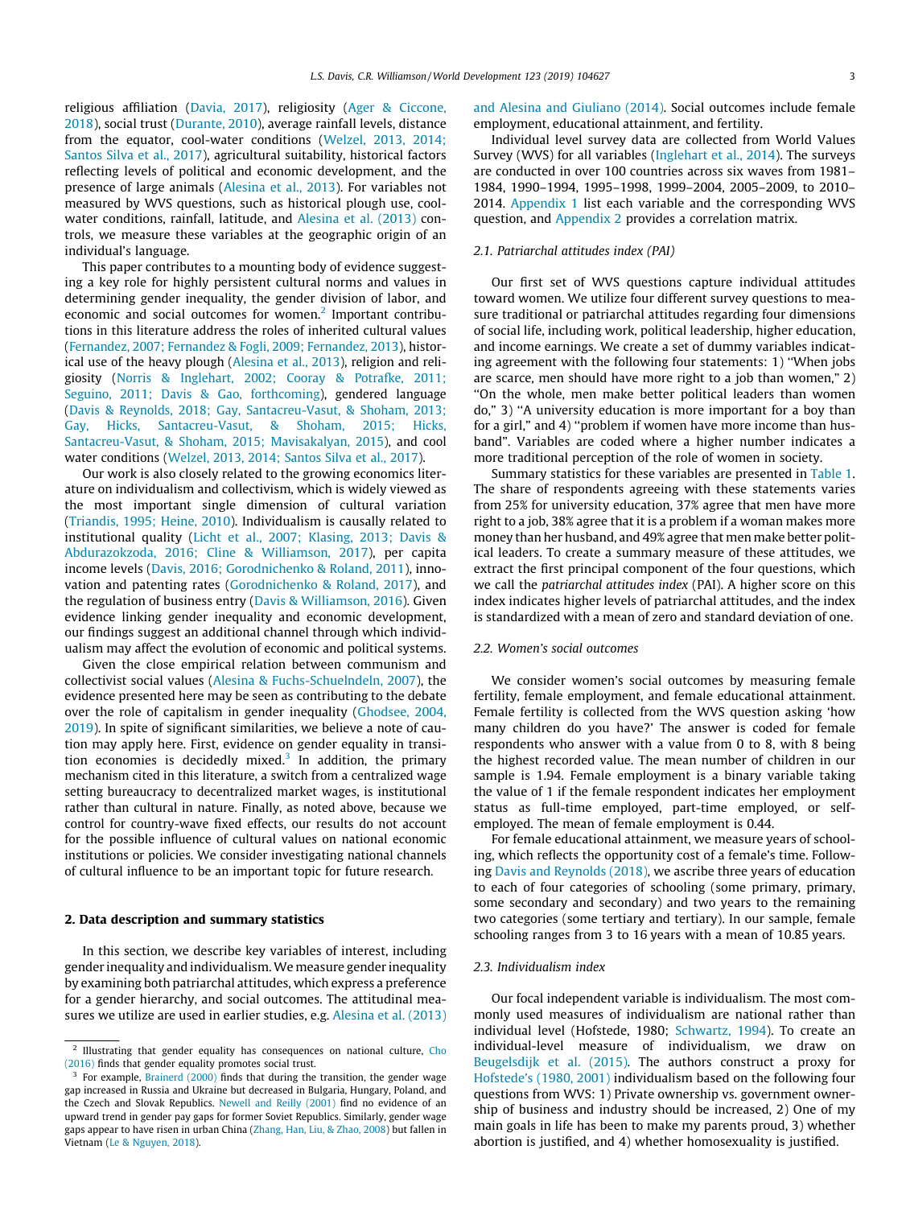religious affiliation (Davia, 2017), religiosity (Ager & Ciccone, 2018), social trust (Durante, 2010), average rainfall levels, distance from the equator, cool-water conditions (Welzel, 2013, 2014; Santos Silva et al., 2017), agricultural suitability, historical factors reflecting levels of political and economic development, and the presence of large animals (Alesina et al., 2013). For variables not measured by WVS questions, such as historical plough use, cool-water conditions, rainfall, latitude, and Alesina et al. (2013) controls, we measure these variables at the geographic origin of an individual's language.

This paper contributes to a mounting body of evidence suggesting a key role for highly persistent cultural norms and values in determining gender inequality, the gender division of labor, and economic and social outcomes for women.[2] Important contributions in this literature address the roles of inherited cultural values (Fernandez, 2007; Fernandez & Fogli, 2009; Fernandez, 2013), historical use of the heavy plough (Alesina et al., 2013), religion and religiosity (Norris & Inglehart, 2002; Cooray & Potrafke, 2011; Seguino, 2011; Davis & Gao, forthcoming), gendered language (Davis & Reynolds, 2018; Gay, Santacreu-Vasut, & Shoham, 2013; Gay, Hicks, Santacreu-Vasut, & Shoham, 2015; Hicks, Santacreu-Vasut, & Shoham, 2015; Mavisakalyan, 2015), and cool water conditions (Welzel, 2013, 2014; Santos Silva et al., 2017).

Our work is also closely related to the growing economics literature on individualism and collectivism, which is widely viewed as the most important single dimension of cultural variation (Triandis, 1995; Heine, 2010). Individualism is causally related to institutional quality (Licht et al., 2007; Klasing, 2013; Davis & Abdurazokzoda, 2016; Cline & Williamson, 2017), per capita income levels (Davis, 2016; Gorodnichenko & Roland, 2011), innovation and patenting rates (Gorodnichenko & Roland, 2017), and the regulation of business entry (Davis & Williamson, 2016). Given evidence linking gender inequality and economic development, our findings suggest an additional channel through which individualism may affect the evolution of economic and political systems.

Given the close empirical relation between communism and collectivist social values (Alesina & Fuchs-Schuelndeln, 2007), the evidence presented here may be seen as contributing to the debate over the role of capitalism in gender inequality (Ghodsee, 2004, 2019). In spite of significant similarities, we believe a note of caution may apply here. First, evidence on gender equality in transition economies is decidedly mixed.[3] In addition, the primary mechanism cited in this literature, a switch from a centralized wage setting bureaucracy to decentralized market wages, is institutional rather than cultural in nature. Finally, as noted above, because we control for country-wave fixed effects, our results do not account for the possible influence of cultural values on national economic institutions or policies. We consider investigating national channels of cultural influence to be an important topic for future research.

## 2. Data description and summary statistics

In this section, we describe key variables of interest, including gender inequality and individualism. We measure gender inequality by examining both patriarchal attitudes, which express a preference for a gender hierarchy, and social outcomes. The attitudinal measures we utilize are used in earlier studies, e.g. Alesina et al. (2013) and Alesina and Giuliano (2014). Social outcomes include female employment, educational attainment, and fertility.

Individual level survey data are collected from World Values Survey (WVS) for all variables (Inglehart et al., 2014). The surveys are conducted in over 100 countries across six waves from 1981–1984, 1990–1994, 1995–1998, 1999–2004, 2005–2009, to 2010–2014. Appendix 1 list each variable and the corresponding WVS question, and Appendix 2 provides a correlation matrix.

### 2.1. Patriarchal attitudes index (PAI)

Our first set of WVS questions capture individual attitudes toward women. We utilize four different survey questions to measure traditional or patriarchal attitudes regarding four dimensions of social life, including work, political leadership, higher education, and income earnings. We create a set of dummy variables indicating agreement with the following four statements: 1) "When jobs are scarce, men should have more right to a job than women," 2) "On the whole, men make better political leaders than women do," 3) "A university education is more important for a boy than for a girl," and 4) "problem if women have more income than husband". Variables are coded where a higher number indicates a more traditional perception of the role of women in society.

Summary statistics for these variables are presented in Table 1. The share of respondents agreeing with these statements varies from 25% for university education, 37% agree that men have more right to a job, 38% agree that it is a problem if a woman makes more money than her husband, and 49% agree that men make better political leaders. To create a summary measure of these attitudes, we extract the first principal component of the four questions, which we call the *patriarchal attitudes index* (PAI). A higher score on this index indicates higher levels of patriarchal attitudes, and the index is standardized with a mean of zero and standard deviation of one.

### 2.2. Women's social outcomes

We consider women's social outcomes by measuring female fertility, female employment, and female educational attainment. Female fertility is collected from the WVS question asking 'how many children do you have?' The answer is coded for female respondents who answer with a value from 0 to 8, with 8 being the highest recorded value. The mean number of children in our sample is 1.94. Female employment is a binary variable taking the value of 1 if the female respondent indicates her employment status as full-time employed, part-time employed, or self-employed. The mean of female employment is 0.44.

For female educational attainment, we measure years of schooling, which reflects the opportunity cost of a female's time. Following Davis and Reynolds (2018), we ascribe three years of education to each of four categories of schooling (some primary, primary, some secondary and secondary) and two years to the remaining two categories (some tertiary and tertiary). In our sample, female schooling ranges from 3 to 16 years with a mean of 10.85 years.

### 2.3. Individualism index

Our focal independent variable is individualism. The most commonly used measures of individualism are national rather than individual level (Hofstede, 1980; Schwartz, 1994). To create an individual-level measure of individualism, we draw on Beugelsdijk et al. (2015). The authors construct a proxy for Hofstede's (1980, 2001) individualism based on the following four questions from WVS: 1) Private ownership vs. government ownership of business and industry should be increased, 2) One of my main goals in life has been to make my parents proud, 3) whether abortion is justified, and 4) whether homosexuality is justified.

---

[2] Illustrating that gender equality has consequences on national culture, Cho (2016) finds that gender equality promotes social trust.

[3] For example, Brainerd (2000) finds that during the transition, the gender wage gap increased in Russia and Ukraine but decreased in Bulgaria, Hungary, Poland, and the Czech and Slovak Republics. Newell and Reilly (2001) find no evidence of an upward trend in gender pay gaps for former Soviet Republics. Similarly, gender wage gaps appear to have risen in urban China (Zhang, Han, Liu, & Zhao, 2008) but fallen in Vietnam (Le & Nguyen, 2018).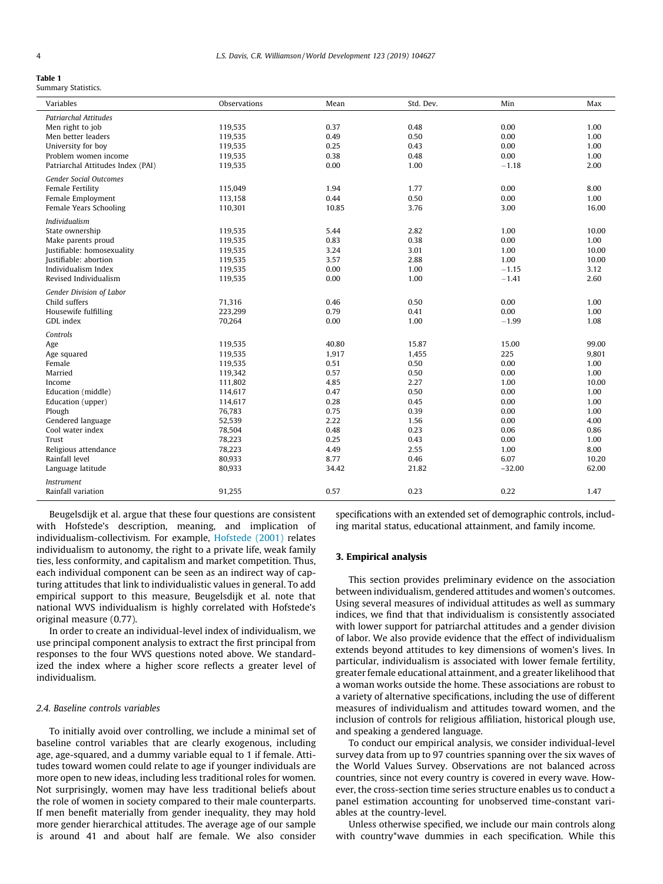**Table 1**
Summary Statistics.

| Variables | Observations | Mean | Std. Dev. | Min | Max |
|---|---|---|---|---|---|
| *Patriarchal Attitudes* | | | | | |
| Men right to job | 119,535 | 0.37 | 0.48 | 0.00 | 1.00 |
| Men better leaders | 119,535 | 0.49 | 0.50 | 0.00 | 1.00 |
| University for boy | 119,535 | 0.25 | 0.43 | 0.00 | 1.00 |
| Problem women income | 119,535 | 0.38 | 0.48 | 0.00 | 1.00 |
| Patriarchal Attitudes Index (PAI) | 119,535 | 0.00 | 1.00 | −1.18 | 2.00 |
| *Gender Social Outcomes* | | | | | |
| Female Fertility | 115,049 | 1.94 | 1.77 | 0.00 | 8.00 |
| Female Employment | 113,158 | 0.44 | 0.50 | 0.00 | 1.00 |
| Female Years Schooling | 110,301 | 10.85 | 3.76 | 3.00 | 16.00 |
| *Individualism* | | | | | |
| State ownership | 119,535 | 5.44 | 2.82 | 1.00 | 10.00 |
| Make parents proud | 119,535 | 0.83 | 0.38 | 0.00 | 1.00 |
| Justifiable: homosexuality | 119,535 | 3.24 | 3.01 | 1.00 | 10.00 |
| Justifiable: abortion | 119,535 | 3.57 | 2.88 | 1.00 | 10.00 |
| Individualism Index | 119,535 | 0.00 | 1.00 | −1.15 | 3.12 |
| Revised Individualism | 119,535 | 0.00 | 1.00 | −1.41 | 2.60 |
| *Gender Division of Labor* | | | | | |
| Child suffers | 71,316 | 0.46 | 0.50 | 0.00 | 1.00 |
| Housewife fulfilling | 223,299 | 0.79 | 0.41 | 0.00 | 1.00 |
| GDL index | 70,264 | 0.00 | 1.00 | −1.99 | 1.08 |
| *Controls* | | | | | |
| Age | 119,535 | 40.80 | 15.87 | 15.00 | 99.00 |
| Age squared | 119,535 | 1,917 | 1,455 | 225 | 9,801 |
| Female | 119,535 | 0.51 | 0.50 | 0.00 | 1.00 |
| Married | 119,342 | 0.57 | 0.50 | 0.00 | 1.00 |
| Income | 111,802 | 4.85 | 2.27 | 1.00 | 10.00 |
| Education (middle) | 114,617 | 0.47 | 0.50 | 0.00 | 1.00 |
| Education (upper) | 114,617 | 0.28 | 0.45 | 0.00 | 1.00 |
| Plough | 76,783 | 0.75 | 0.39 | 0.00 | 1.00 |
| Gendered language | 52,539 | 2.22 | 1.56 | 0.00 | 4.00 |
| Cool water index | 78,504 | 0.48 | 0.23 | 0.06 | 0.86 |
| Trust | 78,223 | 0.25 | 0.43 | 0.00 | 1.00 |
| Religious attendance | 78,223 | 4.49 | 2.55 | 1.00 | 8.00 |
| Rainfall level | 80,933 | 8.77 | 0.46 | 6.07 | 10.20 |
| Language latitude | 80,933 | 34.42 | 21.82 | −32.00 | 62.00 |
| *Instrument* | | | | | |
| Rainfall variation | 91,255 | 0.57 | 0.23 | 0.22 | 1.47 |

Beugelsdijk et al. argue that these four questions are consistent with Hofstede's description, meaning, and implication of individualism-collectivism. For example, Hofstede (2001) relates individualism to autonomy, the right to a private life, weak family ties, less conformity, and capitalism and market competition. Thus, each individual component can be seen as an indirect way of capturing attitudes that link to individualistic values in general. To add empirical support to this measure, Beugelsdijk et al. note that national WVS individualism is highly correlated with Hofstede's original measure (0.77).

In order to create an individual-level index of individualism, we use principal component analysis to extract the first principal from responses to the four WVS questions noted above. We standardized the index where a higher score reflects a greater level of individualism.

### 2.4. Baseline controls variables

To initially avoid over controlling, we include a minimal set of baseline control variables that are clearly exogenous, including age, age-squared, and a dummy variable equal to 1 if female. Attitudes toward women could relate to age if younger individuals are more open to new ideas, including less traditional roles for women. Not surprisingly, women may have less traditional beliefs about the role of women in society compared to their male counterparts. If men benefit materially from gender inequality, they may hold more gender hierarchical attitudes. The average age of our sample is around 41 and about half are female. We also consider specifications with an extended set of demographic controls, including marital status, educational attainment, and family income.

## 3. Empirical analysis

This section provides preliminary evidence on the association between individualism, gendered attitudes and women's outcomes. Using several measures of individual attitudes as well as summary indices, we find that that individualism is consistently associated with lower support for patriarchal attitudes and a gender division of labor. We also provide evidence that the effect of individualism extends beyond attitudes to key dimensions of women's lives. In particular, individualism is associated with lower female fertility, greater female educational attainment, and a greater likelihood that a woman works outside the home. These associations are robust to a variety of alternative specifications, including the use of different measures of individualism and attitudes toward women, and the inclusion of controls for religious affiliation, historical plough use, and speaking a gendered language.

To conduct our empirical analysis, we consider individual-level survey data from up to 97 countries spanning over the six waves of the World Values Survey. Observations are not balanced across countries, since not every country is covered in every wave. However, the cross-section time series structure enables us to conduct a panel estimation accounting for unobserved time-constant variables at the country-level.

Unless otherwise specified, we include our main controls along with country*wave dummies in each specification. While this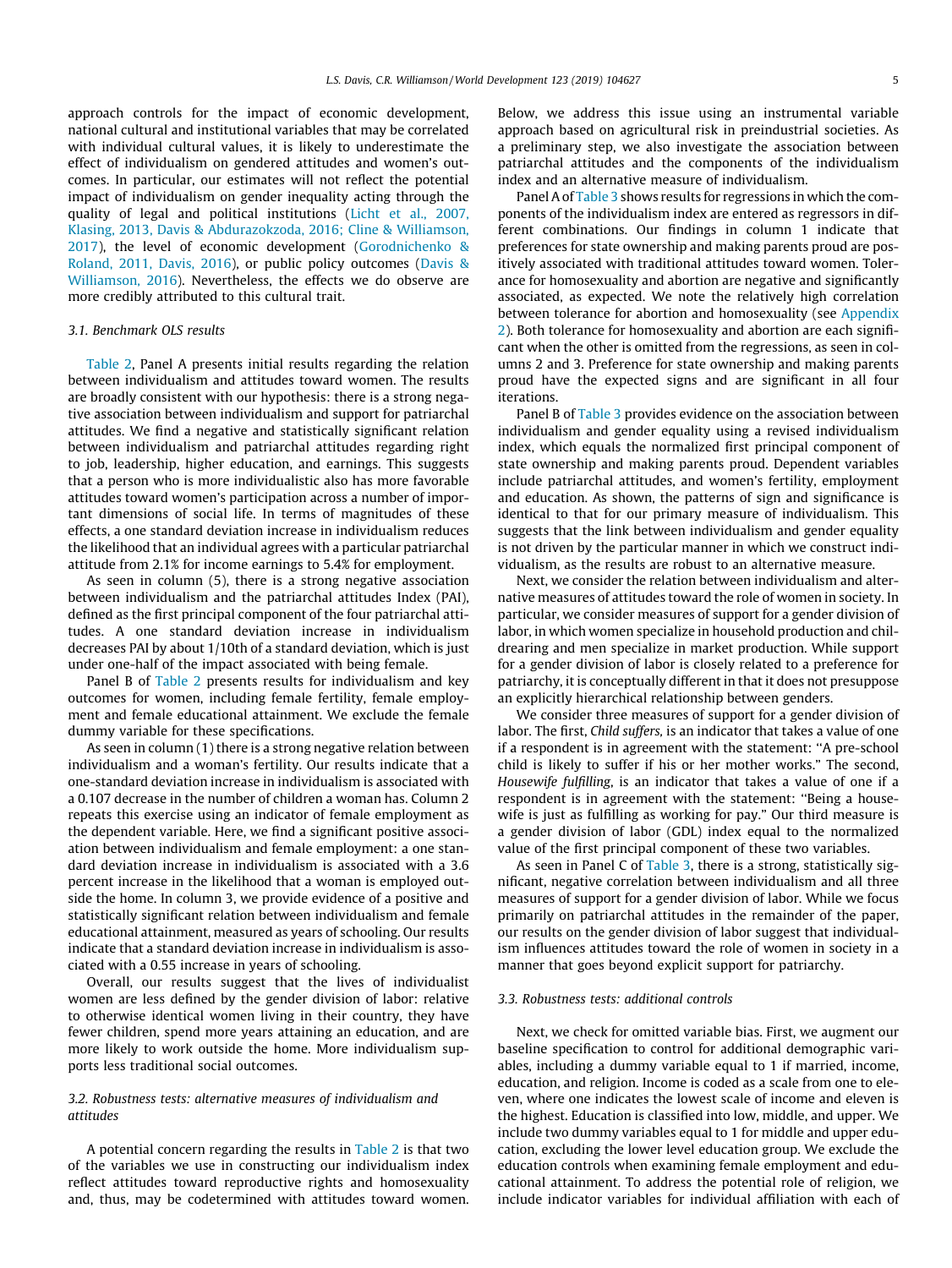approach controls for the impact of economic development, national cultural and institutional variables that may be correlated with individual cultural values, it is likely to underestimate the effect of individualism on gendered attitudes and women's outcomes. In particular, our estimates will not reflect the potential impact of individualism on gender inequality acting through the quality of legal and political institutions (Licht et al., 2007, Klasing, 2013, Davis & Abdurazokzoda, 2016; Cline & Williamson, 2017), the level of economic development (Gorodnichenko & Roland, 2011, Davis, 2016), or public policy outcomes (Davis & Williamson, 2016). Nevertheless, the effects we do observe are more credibly attributed to this cultural trait.

### 3.1. Benchmark OLS results

Table 2, Panel A presents initial results regarding the relation between individualism and attitudes toward women. The results are broadly consistent with our hypothesis: there is a strong negative association between individualism and support for patriarchal attitudes. We find a negative and statistically significant relation between individualism and patriarchal attitudes regarding right to job, leadership, higher education, and earnings. This suggests that a person who is more individualistic also has more favorable attitudes toward women's participation across a number of important dimensions of social life. In terms of magnitudes of these effects, a one standard deviation increase in individualism reduces the likelihood that an individual agrees with a particular patriarchal attitude from 2.1% for income earnings to 5.4% for employment.

As seen in column (5), there is a strong negative association between individualism and the patriarchal attitudes Index (PAI), defined as the first principal component of the four patriarchal attitudes. A one standard deviation increase in individualism decreases PAI by about 1/10th of a standard deviation, which is just under one-half of the impact associated with being female.

Panel B of Table 2 presents results for individualism and key outcomes for women, including female fertility, female employment and female educational attainment. We exclude the female dummy variable for these specifications.

As seen in column (1) there is a strong negative relation between individualism and a woman's fertility. Our results indicate that a one-standard deviation increase in individualism is associated with a 0.107 decrease in the number of children a woman has. Column 2 repeats this exercise using an indicator of female employment as the dependent variable. Here, we find a significant positive association between individualism and female employment: a one standard deviation increase in individualism is associated with a 3.6 percent increase in the likelihood that a woman is employed outside the home. In column 3, we provide evidence of a positive and statistically significant relation between individualism and female educational attainment, measured as years of schooling. Our results indicate that a standard deviation increase in individualism is associated with a 0.55 increase in years of schooling.

Overall, our results suggest that the lives of individualist women are less defined by the gender division of labor: relative to otherwise identical women living in their country, they have fewer children, spend more years attaining an education, and are more likely to work outside the home. More individualism supports less traditional social outcomes.

### 3.2. Robustness tests: alternative measures of individualism and attitudes

A potential concern regarding the results in Table 2 is that two of the variables we use in constructing our individualism index reflect attitudes toward reproductive rights and homosexuality and, thus, may be codetermined with attitudes toward women. Below, we address this issue using an instrumental variable approach based on agricultural risk in preindustrial societies. As a preliminary step, we also investigate the association between patriarchal attitudes and the components of the individualism index and an alternative measure of individualism.

Panel A of Table 3 shows results for regressions in which the components of the individualism index are entered as regressors in different combinations. Our findings in column 1 indicate that preferences for state ownership and making parents proud are positively associated with traditional attitudes toward women. Tolerance for homosexuality and abortion are negative and significantly associated, as expected. We note the relatively high correlation between tolerance for abortion and homosexuality (see Appendix 2). Both tolerance for homosexuality and abortion are each significant when the other is omitted from the regressions, as seen in columns 2 and 3. Preference for state ownership and making parents proud have the expected signs and are significant in all four iterations.

Panel B of Table 3 provides evidence on the association between individualism and gender equality using a revised individualism index, which equals the normalized first principal component of state ownership and making parents proud. Dependent variables include patriarchal attitudes, and women's fertility, employment and education. As shown, the patterns of sign and significance is identical to that for our primary measure of individualism. This suggests that the link between individualism and gender equality is not driven by the particular manner in which we construct individualism, as the results are robust to an alternative measure.

Next, we consider the relation between individualism and alternative measures of attitudes toward the role of women in society. In particular, we consider measures of support for a gender division of labor, in which women specialize in household production and childrearing and men specialize in market production. While support for a gender division of labor is closely related to a preference for patriarchy, it is conceptually different in that it does not presuppose an explicitly hierarchical relationship between genders.

We consider three measures of support for a gender division of labor. The first, *Child suffers,* is an indicator that takes a value of one if a respondent is in agreement with the statement: "A pre-school child is likely to suffer if his or her mother works." The second, *Housewife fulfilling*, is an indicator that takes a value of one if a respondent is in agreement with the statement: "Being a housewife is just as fulfilling as working for pay." Our third measure is a gender division of labor (GDL) index equal to the normalized value of the first principal component of these two variables.

As seen in Panel C of Table 3, there is a strong, statistically significant, negative correlation between individualism and all three measures of support for a gender division of labor. While we focus primarily on patriarchal attitudes in the remainder of the paper, our results on the gender division of labor suggest that individualism influences attitudes toward the role of women in society in a manner that goes beyond explicit support for patriarchy.

### 3.3. Robustness tests: additional controls

Next, we check for omitted variable bias. First, we augment our baseline specification to control for additional demographic variables, including a dummy variable equal to 1 if married, income, education, and religion. Income is coded as a scale from one to eleven, where one indicates the lowest scale of income and eleven is the highest. Education is classified into low, middle, and upper. We include two dummy variables equal to 1 for middle and upper education, excluding the lower level education group. We exclude the education controls when examining female employment and educational attainment. To address the potential role of religion, we include indicator variables for individual affiliation with each of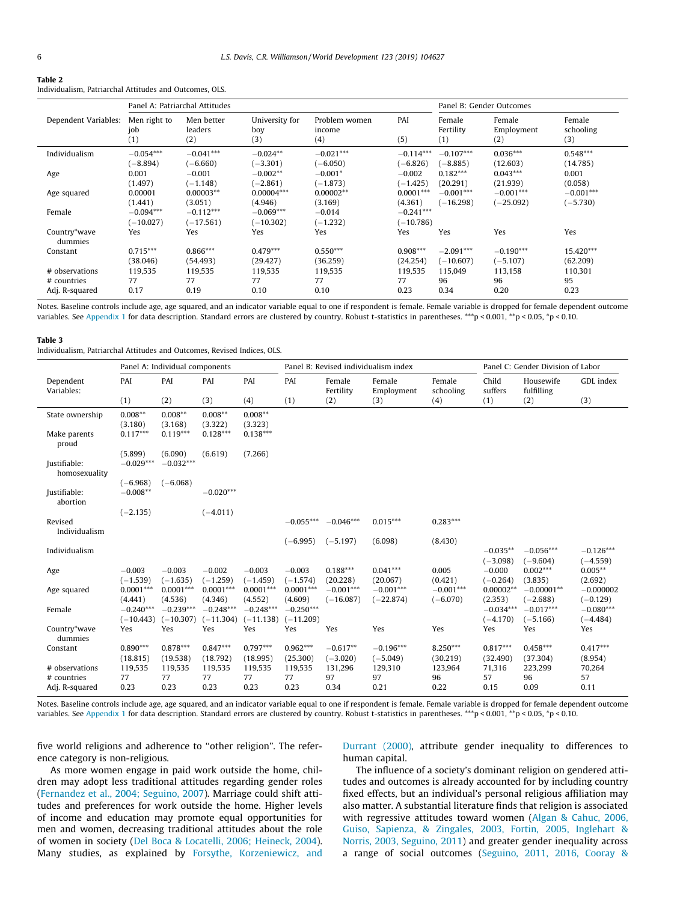**Table 2**
Individualism, Patriarchal Attitudes and Outcomes, OLS.

| | Panel A: Patriarchal Attitudes | | | | | Panel B: Gender Outcomes | | |
|---|---|---|---|---|---|---|---|---|
| Dependent Variables: | Men right to job (1) | Men better leaders (2) | University for boy (3) | Problem women income (4) | PAI (5) | Female Fertility (1) | Female Employment (2) | Female schooling (3) |
| Individualism | −0.054*** | −0.041*** | −0.024** | −0.021*** | −0.114*** | −0.107*** | 0.036*** | 0.548*** |
| | (−8.894) | (−6.660) | (−3.301) | (−6.050) | (−6.826) | (−8.885) | (12.603) | (14.785) |
| Age | 0.001 | −0.001 | −0.002** | −0.001* | −0.002 | 0.182*** | 0.043*** | 0.001 |
| | (1.497) | (−1.148) | (−2.861) | (−1.873) | (−1.425) | (20.291) | (21.939) | (0.058) |
| Age squared | 0.00001 | 0.00003** | 0.00004*** | 0.00002** | 0.0001*** | −0.001*** | −0.001*** | −0.001*** |
| | (1.441) | (3.051) | (4.946) | (3.169) | (4.361) | (−16.298) | (−25.092) | (−5.730) |
| Female | −0.094*** | −0.112*** | −0.069*** | −0.014 | −0.241*** | | | |
| | (−10.027) | (−17.561) | (−10.302) | (−1.232) | (−10.786) | | | |
| Country*wave dummies | Yes | Yes | Yes | Yes | Yes | Yes | Yes | Yes |
| Constant | 0.715*** | 0.866*** | 0.479*** | 0.550*** | 0.908*** | −2.091*** | −0.190*** | 15.420*** |
| | (38.046) | (54.493) | (29.427) | (36.259) | (24.254) | (−10.607) | (−5.107) | (62.209) |
| # observations | 119,535 | 119,535 | 119,535 | 119,535 | 119,535 | 115,049 | 113,158 | 110,301 |
| # countries | 77 | 77 | 77 | 77 | 77 | 96 | 96 | 95 |
| Adj. R-squared | 0.17 | 0.19 | 0.10 | 0.10 | 0.23 | 0.34 | 0.20 | 0.23 |

Notes. Baseline controls include age, age squared, and an indicator variable equal to one if respondent is female. Female variable is dropped for female dependent outcome variables. See Appendix 1 for data description. Standard errors are clustered by country. Robust t-statistics in parentheses. ***p < 0.001, **p < 0.05, *p < 0.10.

**Table 3**
Individualism, Patriarchal Attitudes and Outcomes, Revised Indices, OLS.

| | Panel A: Individual components | | | | Panel B: Revised individualism index | | | | Panel C: Gender Division of Labor | | |
|---|---|---|---|---|---|---|---|---|---|---|---|
| Dependent Variables: | PAI (1) | PAI (2) | PAI (3) | PAI (4) | PAI (1) | Female Fertility (2) | Female Employment (3) | Female schooling (4) | Child suffers (1) | Housewife fulfilling (2) | GDL index (3) |
| State ownership | 0.008** | 0.008** | 0.008** | 0.008** | | | | | | | |
| | (3.180) | (3.168) | (3.322) | (3.323) | | | | | | | |
| Make parents proud | 0.117*** | 0.119*** | 0.128*** | 0.138*** | | | | | | | |
| | (5.899) | (6.090) | (6.619) | (7.266) | | | | | | | |
| Justifiable: homosexuality | −0.029*** | −0.032*** | | | | | | | | | |
| | (−6.968) | (−6.068) | | | | | | | | | |
| Justifiable: abortion | −0.008** | | −0.020*** | | | | | | | | |
| | (−2.135) | | (−4.011) | | | | | | | | |
| Revised Individualism | | | | | −0.055*** | −0.046*** | 0.015*** | 0.283*** | | | |
| | | | | | (−6.995) | (−5.197) | (6.098) | (8.430) | | | |
| Individualism | | | | | | | | | −0.035** | −0.056*** | −0.126*** |
| | | | | | | | | | (−3.098) | (−9.604) | (−4.559) |
| Age | −0.003 | −0.003 | −0.002 | −0.003 | −0.003 | 0.188*** | 0.041*** | 0.005 | −0.000 | 0.002*** | 0.005** |
| | (−1.539) | (−1.635) | (−1.259) | (−1.459) | (−1.574) | (20.228) | (20.067) | (0.421) | (−0.264) | (3.835) | (2.692) |
| Age squared | 0.0001*** | 0.0001*** | 0.0001*** | 0.0001*** | 0.0001*** | −0.001*** | −0.001*** | −0.001*** | 0.00002** | −0.00001** | −0.000002 |
| | (4.441) | (4.536) | (4.346) | (4.552) | (4.609) | (−16.087) | (−22.874) | (−6.070) | (2.353) | (−2.688) | (−0.129) |
| Female | −0.240*** | −0.239*** | −0.248*** | −0.248*** | −0.250*** | | | | −0.034*** | −0.017*** | −0.080*** |
| | (−10.443) | (−10.307) | (−11.304) | (−11.138) | (−11.209) | | | | (−4.170) | (−5.166) | (−4.484) |
| Country*wave dummies | Yes | Yes | Yes | Yes | Yes | Yes | Yes | Yes | Yes | Yes | Yes |
| Constant | 0.890*** | 0.878*** | 0.847*** | 0.797*** | 0.962*** | −0.617** | −0.196*** | 8.250*** | 0.817*** | 0.458*** | 0.417*** |
| | (18.815) | (19.538) | (18.792) | (18.995) | (25.300) | (−3.020) | (−5.049) | (30.219) | (32.490) | (37.304) | (8.954) |
| # observations | 119,535 | 119,535 | 119,535 | 119,535 | 119,535 | 131,296 | 129,310 | 123,964 | 71,316 | 223,299 | 70,264 |
| # countries | 77 | 77 | 77 | 77 | 77 | 97 | 97 | 96 | 57 | 96 | 57 |
| Adj. R-squared | 0.23 | 0.23 | 0.23 | 0.23 | 0.23 | 0.34 | 0.21 | 0.22 | 0.15 | 0.09 | 0.11 |

Notes. Baseline controls include age, age squared, and an indicator variable equal to one if respondent is female. Female variable is dropped for female dependent outcome variables. See Appendix 1 for data description. Standard errors are clustered by country. Robust t-statistics in parentheses. ***p < 0.001, **p < 0.05, *p < 0.10.

five world religions and adherence to "other religion". The reference category is non-religious.

As more women engage in paid work outside the home, children may adopt less traditional attitudes regarding gender roles (Fernandez et al., 2004; Seguino, 2007). Marriage could shift attitudes and preferences for work outside the home. Higher levels of income and education may promote equal opportunities for men and women, decreasing traditional attitudes about the role of women in society (Del Boca & Locatelli, 2006; Heineck, 2004). Many studies, as explained by Forsythe, Korzeniewicz, and Durrant (2000), attribute gender inequality to differences to human capital.

The influence of a society's dominant religion on gendered attitudes and outcomes is already accounted for by including country fixed effects, but an individual's personal religious affiliation may also matter. A substantial literature finds that religion is associated with regressive attitudes toward women (Algan & Cahuc, 2006, Guiso, Sapienza, & Zingales, 2003, Fortin, 2005, Inglehart & Norris, 2003, Seguino, 2011) and greater gender inequality across a range of social outcomes (Seguino, 2011, 2016, Cooray &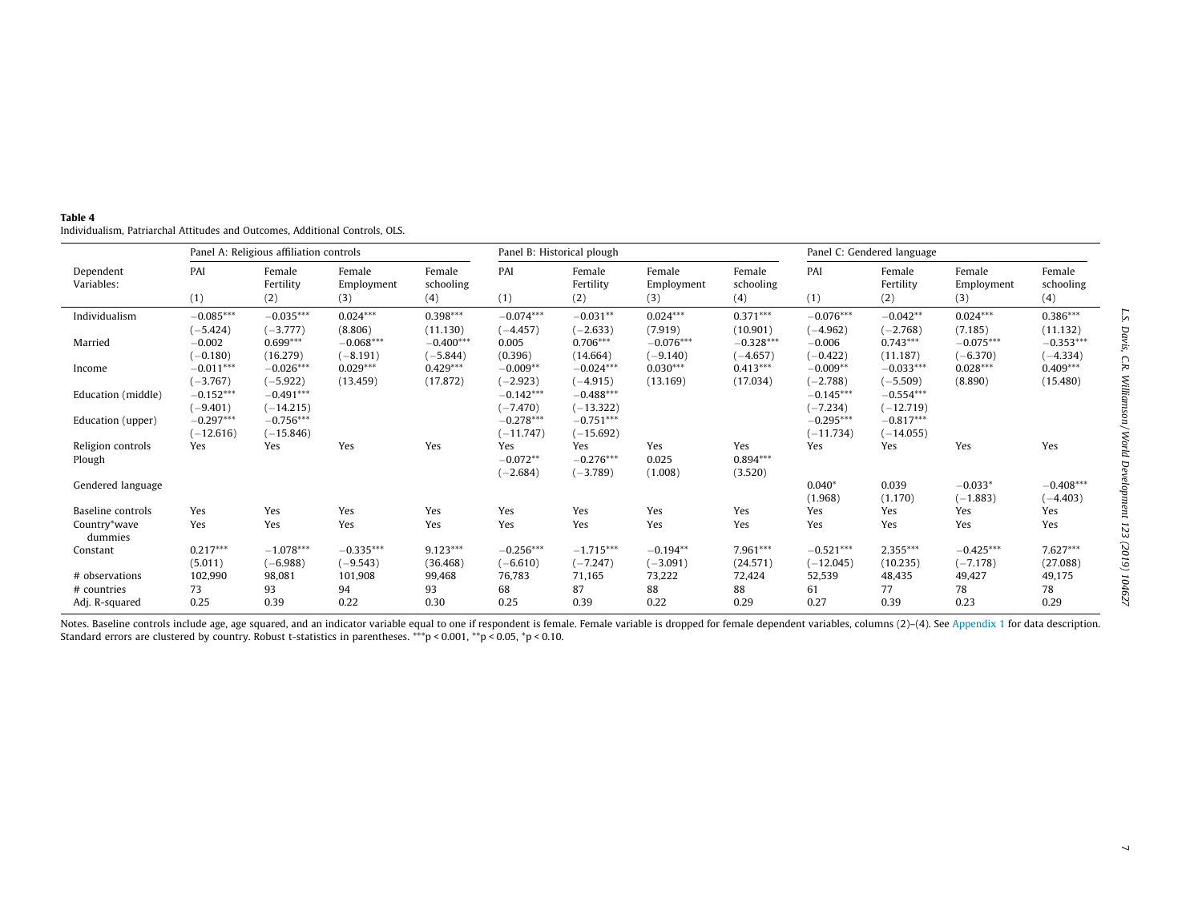**Table 4**
Individualism, Patriarchal Attitudes and Outcomes, Additional Controls, OLS.

| | Panel A: Religious affiliation controls | | | | Panel B: Historical plough | | | | Panel C: Gendered language | | | |
|---|---|---|---|---|---|---|---|---|---|---|---|---|
| Dependent Variables: | PAI | Female Fertility | Female Employment | Female schooling | PAI | Female Fertility | Female Employment | Female schooling | PAI | Female Fertility | Female Employment | Female schooling |
| | (1) | (2) | (3) | (4) | (1) | (2) | (3) | (4) | (1) | (2) | (3) | (4) |
| Individualism | −0.085*** | −0.035*** | 0.024*** | 0.398*** | −0.074*** | −0.031** | 0.024*** | 0.371*** | −0.076*** | −0.042** | 0.024*** | 0.386*** |
| | (−5.424) | (−3.777) | (8.806) | (11.130) | (−4.457) | (−2.633) | (7.919) | (10.901) | (−4.962) | (−2.768) | (7.185) | (11.132) |
| Married | −0.002 | 0.699*** | −0.068*** | −0.400*** | 0.005 | 0.706*** | −0.076*** | −0.328*** | −0.006 | 0.743*** | −0.075*** | −0.353*** |
| | (−0.180) | (16.279) | (−8.191) | (−5.844) | (0.396) | (14.664) | (−9.140) | (−4.657) | (−0.422) | (11.187) | (−6.370) | (−4.334) |
| Income | −0.011*** | −0.026*** | 0.029*** | 0.429*** | −0.009** | −0.024*** | 0.030*** | 0.413*** | −0.009** | −0.033*** | 0.028*** | 0.409*** |
| | (−3.767) | (−5.922) | (13.459) | (17.872) | (−2.923) | (−4.915) | (13.169) | (17.034) | (−2.788) | (−5.509) | (8.890) | (15.480) |
| Education (middle) | −0.152*** | −0.491*** | | | −0.142*** | −0.488*** | | | −0.145*** | −0.554*** | | |
| | (−9.401) | (−14.215) | | | (−7.470) | (−13.322) | | | (−7.234) | (−12.719) | | |
| Education (upper) | −0.297*** | −0.756*** | | | −0.278*** | −0.751*** | | | −0.295*** | −0.817*** | | |
| | (−12.616) | (−15.846) | | | (−11.747) | (−15.692) | | | (−11.734) | (−14.055) | | |
| Religion controls | Yes | Yes | Yes | Yes | Yes | Yes | Yes | Yes | Yes | Yes | Yes | Yes |
| Plough | | | | | −0.072** | −0.276*** | 0.025 | 0.894*** | | | | |
| | | | | | (−2.684) | (−3.789) | (1.008) | (3.520) | | | | |
| Gendered language | | | | | | | | | 0.040* | 0.039 | −0.033* | −0.408*** |
| | | | | | | | | | (1.968) | (1.170) | (−1.883) | (−4.403) |
| Baseline controls | Yes | Yes | Yes | Yes | Yes | Yes | Yes | Yes | Yes | Yes | Yes | Yes |
| Country*wave dummies | Yes | Yes | Yes | Yes | Yes | Yes | Yes | Yes | Yes | Yes | Yes | Yes |
| Constant | 0.217*** | −1.078*** | −0.335*** | 9.123*** | −0.256*** | −1.715*** | −0.194** | 7.961*** | −0.521*** | 2.355*** | −0.425*** | 7.627*** |
| | (5.011) | (−6.988) | (−9.543) | (36.468) | (−6.610) | (−7.247) | (−3.091) | (24.571) | (−12.045) | (10.235) | (−7.178) | (27.088) |
| # observations | 102,990 | 98,081 | 101,908 | 99,468 | 76,783 | 71,165 | 73,222 | 72,424 | 52,539 | 48,435 | 49,427 | 49,175 |
| # countries | 73 | 93 | 94 | 93 | 68 | 87 | 88 | 88 | 61 | 77 | 78 | 78 |
| Adj. R-squared | 0.25 | 0.39 | 0.22 | 0.30 | 0.25 | 0.39 | 0.22 | 0.29 | 0.27 | 0.39 | 0.23 | 0.29 |

Notes. Baseline controls include age, age squared, and an indicator variable equal to one if respondent is female. Female variable is dropped for female dependent variables, columns (2)–(4). See Appendix 1 for data description. Standard errors are clustered by country. Robust t-statistics in parentheses. ***p < 0.001, **p < 0.05, *p < 0.10.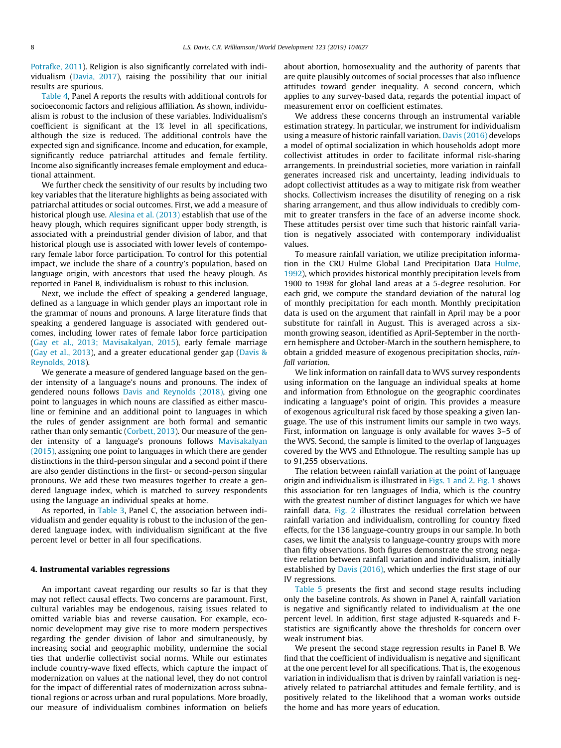Potrafke, 2011). Religion is also significantly correlated with individualism (Davia, 2017), raising the possibility that our initial results are spurious.

Table 4, Panel A reports the results with additional controls for socioeconomic factors and religious affiliation. As shown, individualism is robust to the inclusion of these variables. Individualism's coefficient is significant at the 1% level in all specifications, although the size is reduced. The additional controls have the expected sign and significance. Income and education, for example, significantly reduce patriarchal attitudes and female fertility. Income also significantly increases female employment and educational attainment.

We further check the sensitivity of our results by including two key variables that the literature highlights as being associated with patriarchal attitudes or social outcomes. First, we add a measure of historical plough use. Alesina et al. (2013) establish that use of the heavy plough, which requires significant upper body strength, is associated with a preindustrial gender division of labor, and that historical plough use is associated with lower levels of contemporary female labor force participation. To control for this potential impact, we include the share of a country's population, based on language origin, with ancestors that used the heavy plough. As reported in Panel B, individualism is robust to this inclusion.

Next, we include the effect of speaking a gendered language, defined as a language in which gender plays an important role in the grammar of nouns and pronouns. A large literature finds that speaking a gendered language is associated with gendered outcomes, including lower rates of female labor force participation (Gay et al., 2013; Mavisakalyan, 2015), early female marriage (Gay et al., 2013), and a greater educational gender gap (Davis & Reynolds, 2018).

We generate a measure of gendered language based on the gender intensity of a language's nouns and pronouns. The index of gendered nouns follows Davis and Reynolds (2018), giving one point to languages in which nouns are classified as either masculine or feminine and an additional point to languages in which the rules of gender assignment are both formal and semantic rather than only semantic (Corbett, 2013). Our measure of the gender intensity of a language's pronouns follows Mavisakalyan (2015), assigning one point to languages in which there are gender distinctions in the third-person singular and a second point if there are also gender distinctions in the first- or second-person singular pronouns. We add these two measures together to create a gendered language index, which is matched to survey respondents using the language an individual speaks at home.

As reported, in Table 3, Panel C, the association between individualism and gender equality is robust to the inclusion of the gendered language index, with individualism significant at the five percent level or better in all four specifications.

## 4. Instrumental variables regressions

An important caveat regarding our results so far is that they may not reflect causal effects. Two concerns are paramount. First, cultural variables may be endogenous, raising issues related to omitted variable bias and reverse causation. For example, economic development may give rise to more modern perspectives regarding the gender division of labor and simultaneously, by increasing social and geographic mobility, undermine the social ties that underlie collectivist social norms. While our estimates include country-wave fixed effects, which capture the impact of modernization on values at the national level, they do not control for the impact of differential rates of modernization across subnational regions or across urban and rural populations. More broadly, our measure of individualism combines information on beliefs about abortion, homosexuality and the authority of parents that are quite plausibly outcomes of social processes that also influence attitudes toward gender inequality. A second concern, which applies to any survey-based data, regards the potential impact of measurement error on coefficient estimates.

We address these concerns through an instrumental variable estimation strategy. In particular, we instrument for individualism using a measure of historic rainfall variation. Davis (2016) develops a model of optimal socialization in which households adopt more collectivist attitudes in order to facilitate informal risk-sharing arrangements. In preindustrial societies, more variation in rainfall generates increased risk and uncertainty, leading individuals to adopt collectivist attitudes as a way to mitigate risk from weather shocks. Collectivism increases the disutility of reneging on a risk sharing arrangement, and thus allow individuals to credibly commit to greater transfers in the face of an adverse income shock. These attitudes persist over time such that historic rainfall variation is negatively associated with contemporary individualist values.

To measure rainfall variation, we utilize precipitation information in the CRU Hulme Global Land Precipitation Data Hulme, 1992), which provides historical monthly precipitation levels from 1900 to 1998 for global land areas at a 5-degree resolution. For each grid, we compute the standard deviation of the natural log of monthly precipitation for each month. Monthly precipitation data is used on the argument that rainfall in April may be a poor substitute for rainfall in August. This is averaged across a six-month growing season, identified as April-September in the northern hemisphere and October-March in the southern hemisphere, to obtain a gridded measure of exogenous precipitation shocks, *rainfall variation*.

We link information on rainfall data to WVS survey respondents using information on the language an individual speaks at home and information from Ethnologue on the geographic coordinates indicating a language's point of origin. This provides a measure of exogenous agricultural risk faced by those speaking a given language. The use of this instrument limits our sample in two ways. First, information on language is only available for waves 3–5 of the WVS. Second, the sample is limited to the overlap of languages covered by the WVS and Ethnologue. The resulting sample has up to 91,255 observations.

The relation between rainfall variation at the point of language origin and individualism is illustrated in Figs. 1 and 2. Fig. 1 shows this association for ten languages of India, which is the country with the greatest number of distinct languages for which we have rainfall data. Fig. 2 illustrates the residual correlation between rainfall variation and individualism, controlling for country fixed effects, for the 136 language-country groups in our sample. In both cases, we limit the analysis to language-country groups with more than fifty observations. Both figures demonstrate the strong negative relation between rainfall variation and individualism, initially established by Davis (2016), which underlies the first stage of our IV regressions.

Table 5 presents the first and second stage results including only the baseline controls. As shown in Panel A, rainfall variation is negative and significantly related to individualism at the one percent level. In addition, first stage adjusted R-squareds and F-statistics are significantly above the thresholds for concern over weak instrument bias.

We present the second stage regression results in Panel B. We find that the coefficient of individualism is negative and significant at the one percent level for all specifications. That is, the exogenous variation in individualism that is driven by rainfall variation is negatively related to patriarchal attitudes and female fertility, and is positively related to the likelihood that a woman works outside the home and has more years of education.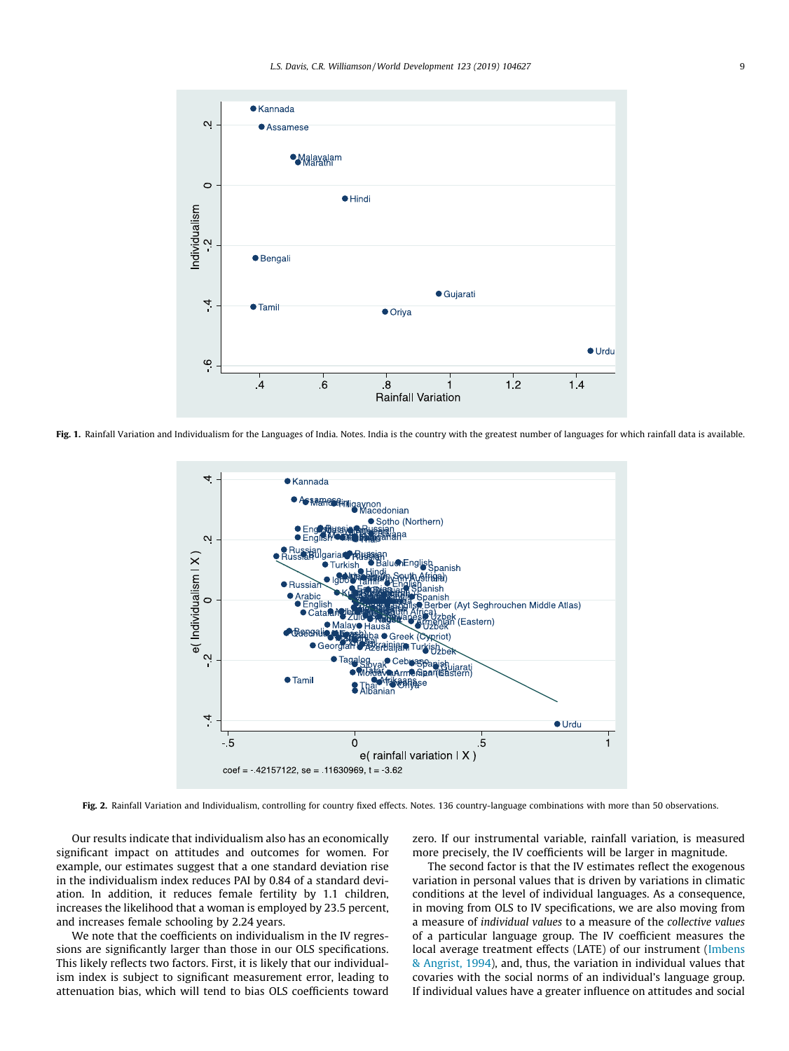**Fig. 1.** Rainfall Variation and Individualism for the Languages of India. Notes. India is the country with the greatest number of languages for which rainfall data is available.

**Fig. 2.** Rainfall Variation and Individualism, controlling for country fixed effects. Notes. 136 country-language combinations with more than 50 observations.

Our results indicate that individualism also has an economically significant impact on attitudes and outcomes for women. For example, our estimates suggest that a one standard deviation rise in the individualism index reduces PAI by 0.84 of a standard deviation. In addition, it reduces female fertility by 1.1 children, increases the likelihood that a woman is employed by 23.5 percent, and increases female schooling by 2.24 years.

We note that the coefficients on individualism in the IV regressions are significantly larger than those in our OLS specifications. This likely reflects two factors. First, it is likely that our individualism index is subject to significant measurement error, leading to attenuation bias, which will tend to bias OLS coefficients toward zero. If our instrumental variable, rainfall variation, is measured more precisely, the IV coefficients will be larger in magnitude.

The second factor is that the IV estimates reflect the exogenous variation in personal values that is driven by variations in climatic conditions at the level of individual languages. As a consequence, in moving from OLS to IV specifications, we are also moving from a measure of *individual values* to a measure of the *collective values* of a particular language group. The IV coefficient measures the local average treatment effects (LATE) of our instrument (Imbens & Angrist, 1994), and, thus, the variation in individual values that covaries with the social norms of an individual's language group. If individual values have a greater influence on attitudes and social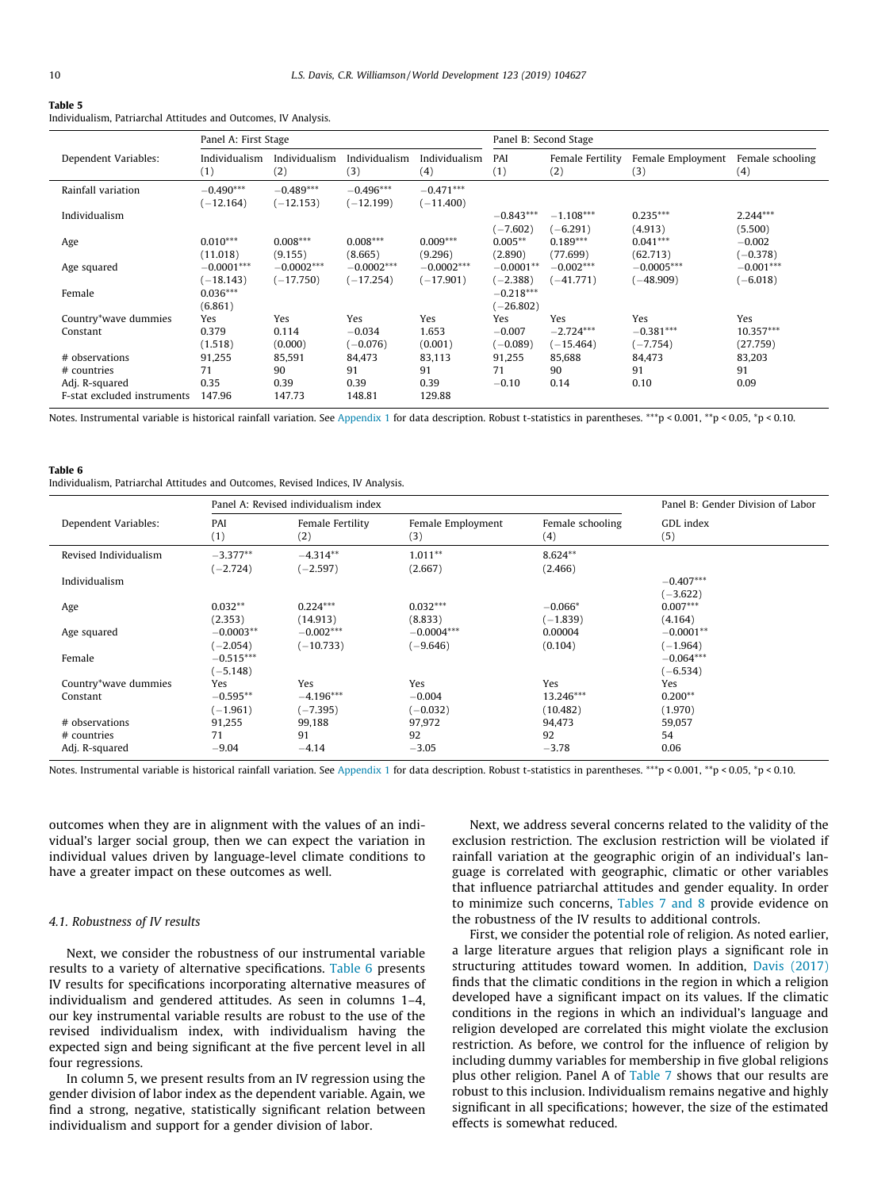**Table 5**
Individualism, Patriarchal Attitudes and Outcomes, IV Analysis.

| | Panel A: First Stage | | | | Panel B: Second Stage | | | |
|---|---|---|---|---|---|---|---|---|
| Dependent Variables: | Individualism (1) | Individualism (2) | Individualism (3) | Individualism (4) | PAI (1) | Female Fertility (2) | Female Employment (3) | Female schooling (4) |
| Rainfall variation | −0.490*** | −0.489*** | −0.496*** | −0.471*** | | | | |
| | (−12.164) | (−12.153) | (−12.199) | (−11.400) | | | | |
| Individualism | | | | | −0.843*** | −1.108*** | 0.235*** | 2.244*** |
| | | | | | (−7.602) | (−6.291) | (4.913) | (5.500) |
| Age | 0.010*** | 0.008*** | 0.008*** | 0.009*** | 0.005** | 0.189*** | 0.041*** | −0.002 |
| | (11.018) | (9.155) | (8.665) | (9.296) | (2.890) | (77.699) | (62.713) | (−0.378) |
| Age squared | −0.0001*** | −0.0002*** | −0.0002*** | −0.0002*** | −0.0001** | −0.002*** | −0.0005*** | −0.001*** |
| | (−18.143) | (−17.750) | (−17.254) | (−17.901) | (−2.388) | (−41.771) | (−48.909) | (−6.018) |
| Female | 0.036*** | | | | −0.218*** | | | |
| | (6.861) | | | | (−26.802) | | | |
| Country*wave dummies | Yes | Yes | Yes | Yes | Yes | Yes | Yes | Yes |
| Constant | 0.379 | 0.114 | −0.034 | 1.653 | −0.007 | −2.724*** | −0.381*** | 10.357*** |
| | (1.518) | (0.000) | (−0.076) | (0.001) | (−0.089) | (−15.464) | (−7.754) | (27.759) |
| # observations | 91,255 | 85,591 | 84,473 | 83,113 | 91,255 | 85,688 | 84,473 | 83,203 |
| # countries | 71 | 90 | 91 | 91 | 71 | 90 | 91 | 91 |
| Adj. R-squared | 0.35 | 0.39 | 0.39 | 0.39 | −0.10 | 0.14 | 0.10 | 0.09 |
| F-stat excluded instruments | 147.96 | 147.73 | 148.81 | 129.88 | | | | |

Notes. Instrumental variable is historical rainfall variation. See Appendix 1 for data description. Robust t-statistics in parentheses. ***p < 0.001, **p < 0.05, *p < 0.10.

**Table 6**
Individualism, Patriarchal Attitudes and Outcomes, Revised Indices, IV Analysis.

| | Panel A: Revised individualism index | | | | Panel B: Gender Division of Labor |
|---|---|---|---|---|---|
| Dependent Variables: | PAI (1) | Female Fertility (2) | Female Employment (3) | Female schooling (4) | GDL index (5) |
| Revised Individualism | −3.377** | −4.314** | 1.011** | 8.624** | |
| | (−2.724) | (−2.597) | (2.667) | (2.466) | |
| Individualism | | | | | −0.407*** |
| | | | | | (−3.622) |
| Age | 0.032** | 0.224*** | 0.032*** | −0.066* | 0.007*** |
| | (2.353) | (14.913) | (8.833) | (−1.839) | (4.164) |
| Age squared | −0.0003** | −0.002*** | −0.0004*** | 0.00004 | −0.0001** |
| | (−2.054) | (−10.733) | (−9.646) | (0.104) | (−1.964) |
| Female | −0.515*** | | | | −0.064*** |
| | (−5.148) | | | | (−6.534) |
| Country*wave dummies | Yes | Yes | Yes | Yes | Yes |
| Constant | −0.595** | −4.196*** | −0.004 | 13.246*** | 0.200** |
| | (−1.961) | (−7.395) | (−0.032) | (10.482) | (1.970) |
| # observations | 91,255 | 99,188 | 97,972 | 94,473 | 59,057 |
| # countries | 71 | 91 | 92 | 92 | 54 |
| Adj. R-squared | −9.04 | −4.14 | −3.05 | −3.78 | 0.06 |

Notes. Instrumental variable is historical rainfall variation. See Appendix 1 for data description. Robust t-statistics in parentheses. ***p < 0.001, **p < 0.05, *p < 0.10.

outcomes when they are in alignment with the values of an individual's larger social group, then we can expect the variation in individual values driven by language-level climate conditions to have a greater impact on these outcomes as well.

### 4.1. Robustness of IV results

Next, we consider the robustness of our instrumental variable results to a variety of alternative specifications. Table 6 presents IV results for specifications incorporating alternative measures of individualism and gendered attitudes. As seen in columns 1–4, our key instrumental variable results are robust to the use of the revised individualism index, with individualism having the expected sign and being significant at the five percent level in all four regressions.

In column 5, we present results from an IV regression using the gender division of labor index as the dependent variable. Again, we find a strong, negative, statistically significant relation between individualism and support for a gender division of labor.

Next, we address several concerns related to the validity of the exclusion restriction. The exclusion restriction will be violated if rainfall variation at the geographic origin of an individual's language is correlated with geographic, climatic or other variables that influence patriarchal attitudes and gender equality. In order to minimize such concerns, Tables 7 and 8 provide evidence on the robustness of the IV results to additional controls.

First, we consider the potential role of religion. As noted earlier, a large literature argues that religion plays a significant role in structuring attitudes toward women. In addition, Davis (2017) finds that the climatic conditions in the region in which a religion developed have a significant impact on its values. If the climatic conditions in the regions in which an individual's language and religion developed are correlated this might violate the exclusion restriction. As before, we control for the influence of religion by including dummy variables for membership in five global religions plus other religion. Panel A of Table 7 shows that our results are robust to this inclusion. Individualism remains negative and highly significant in all specifications; however, the size of the estimated effects is somewhat reduced.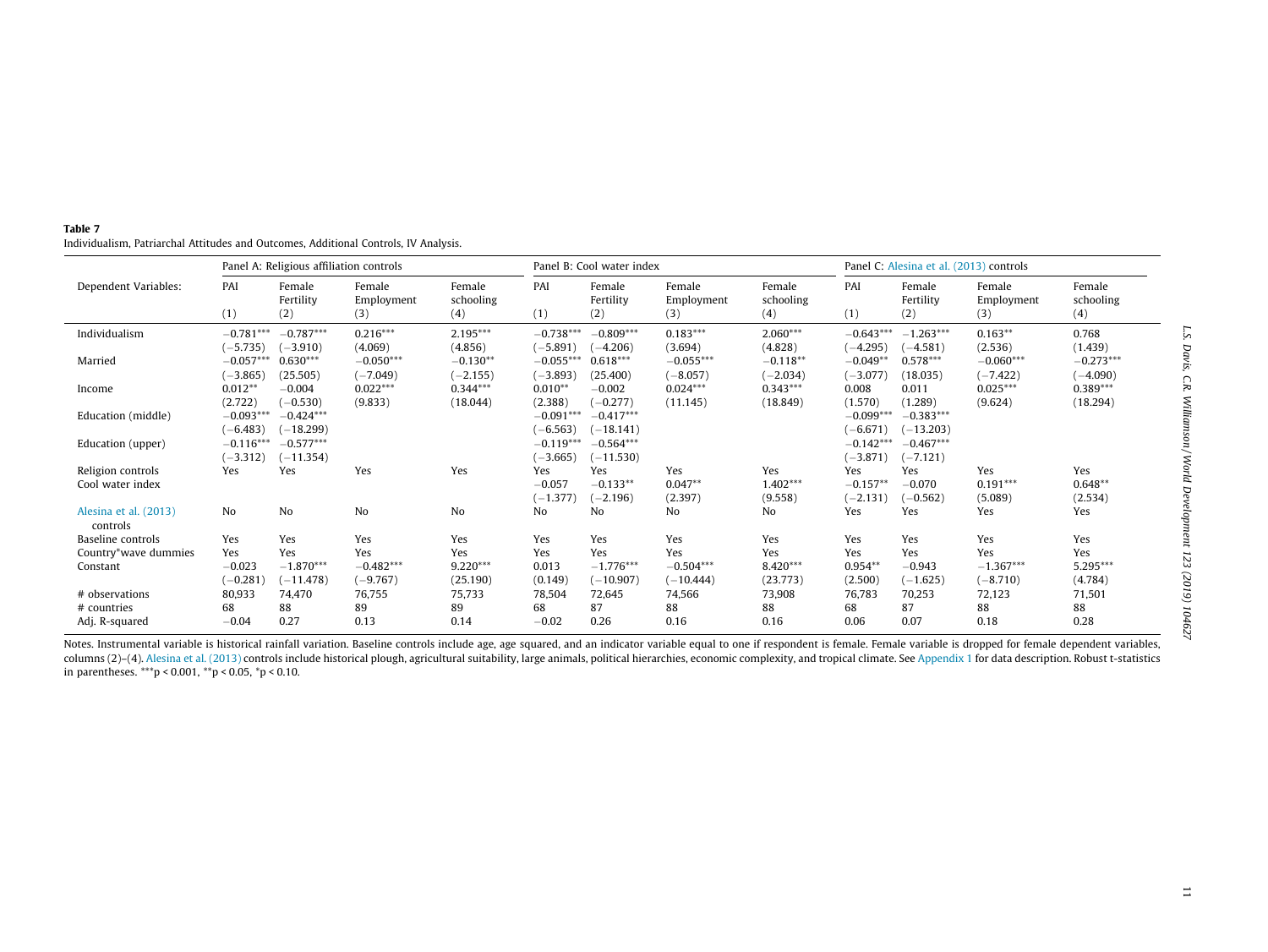**Table 7**
Individualism, Patriarchal Attitudes and Outcomes, Additional Controls, IV Analysis.

| | Panel A: Religious affiliation controls | | | | Panel B: Cool water index | | | | Panel C: Alesina et al. (2013) controls | | | |
|---|---|---|---|---|---|---|---|---|---|---|---|---|
| Dependent Variables: | PAI | Female Fertility | Female Employment | Female schooling | PAI | Female Fertility | Female Employment | Female schooling | PAI | Female Fertility | Female Employment | Female schooling |
| | (1) | (2) | (3) | (4) | (1) | (2) | (3) | (4) | (1) | (2) | (3) | (4) |
| Individualism | −0.781*** | −0.787*** | 0.216*** | 2.195*** | −0.738*** | −0.809*** | 0.183*** | 2.060*** | −0.643*** | −1.263*** | 0.163** | 0.768 |
| | (−5.735) | (−3.910) | (4.069) | (4.856) | (−5.891) | (−4.206) | (3.694) | (4.828) | (−4.295) | (−4.581) | (2.536) | (1.439) |
| Married | −0.057*** | 0.630*** | −0.050*** | −0.130** | −0.055*** | 0.618*** | −0.055*** | −0.118** | −0.049** | 0.578*** | −0.060*** | −0.273*** |
| | (−3.865) | (25.505) | (−7.049) | (−2.155) | (−3.893) | (25.400) | (−8.057) | (−2.034) | (−3.077) | (18.035) | (−7.422) | (−4.090) |
| Income | 0.012** | −0.004 | 0.022*** | 0.344*** | 0.010** | −0.002 | 0.024*** | 0.343*** | 0.008 | 0.011 | 0.025*** | 0.389*** |
| | (2.722) | (−0.530) | (9.833) | (18.044) | (2.388) | (−0.277) | (11.145) | (18.849) | (1.570) | (1.289) | (9.624) | (18.294) |
| Education (middle) | −0.093*** | −0.424*** | | | −0.091*** | −0.417*** | | | −0.099*** | −0.383*** | | |
| | (−6.483) | (−18.299) | | | (−6.563) | (−18.141) | | | (−6.671) | (−13.203) | | |
| Education (upper) | −0.116*** | −0.577*** | | | −0.119*** | −0.564*** | | | −0.142*** | −0.467*** | | |
| | (−3.312) | (−11.354) | | | (−3.665) | (−11.530) | | | (−3.871) | (−7.121) | | |
| Religion controls | Yes | Yes | Yes | Yes | Yes | Yes | Yes | Yes | Yes | Yes | Yes | Yes |
| Cool water index | | | | | −0.057 | −0.133** | 0.047** | 1.402*** | −0.157** | −0.070 | 0.191*** | 0.648** |
| | | | | | (−1.377) | (−2.196) | (2.397) | (9.558) | (−2.131) | (−0.562) | (5.089) | (2.534) |
| Alesina et al. (2013) controls | No | No | No | No | No | No | No | No | Yes | Yes | Yes | Yes |
| Baseline controls | Yes | Yes | Yes | Yes | Yes | Yes | Yes | Yes | Yes | Yes | Yes | Yes |
| Country*wave dummies | Yes | Yes | Yes | Yes | Yes | Yes | Yes | Yes | Yes | Yes | Yes | Yes |
| Constant | −0.023 | −1.870*** | −0.482*** | 9.220*** | 0.013 | −1.776*** | −0.504*** | 8.420*** | 0.954** | −0.943 | −1.367*** | 5.295*** |
| | (−0.281) | (−11.478) | (−9.767) | (25.190) | (0.149) | (−10.907) | (−10.444) | (23.773) | (2.500) | (−1.625) | (−8.710) | (4.784) |
| # observations | 80,933 | 74,470 | 76,755 | 75,733 | 78,504 | 72,645 | 74,566 | 73,908 | 76,783 | 70,253 | 72,123 | 71,501 |
| # countries | 68 | 88 | 89 | 89 | 68 | 87 | 88 | 88 | 68 | 87 | 88 | 88 |
| Adj. R-squared | −0.04 | 0.27 | 0.13 | 0.14 | −0.02 | 0.26 | 0.16 | 0.16 | 0.06 | 0.07 | 0.18 | 0.28 |

Notes. Instrumental variable is historical rainfall variation. Baseline controls include age, age squared, and an indicator variable equal to one if respondent is female. Female variable is dropped for female dependent variables, columns (2)–(4). Alesina et al. (2013) controls include historical plough, agricultural suitability, large animals, political hierarchies, economic complexity, and tropical climate. See Appendix 1 for data description. Robust t-statistics in parentheses. ***p < 0.001, **p < 0.05, *p < 0.10.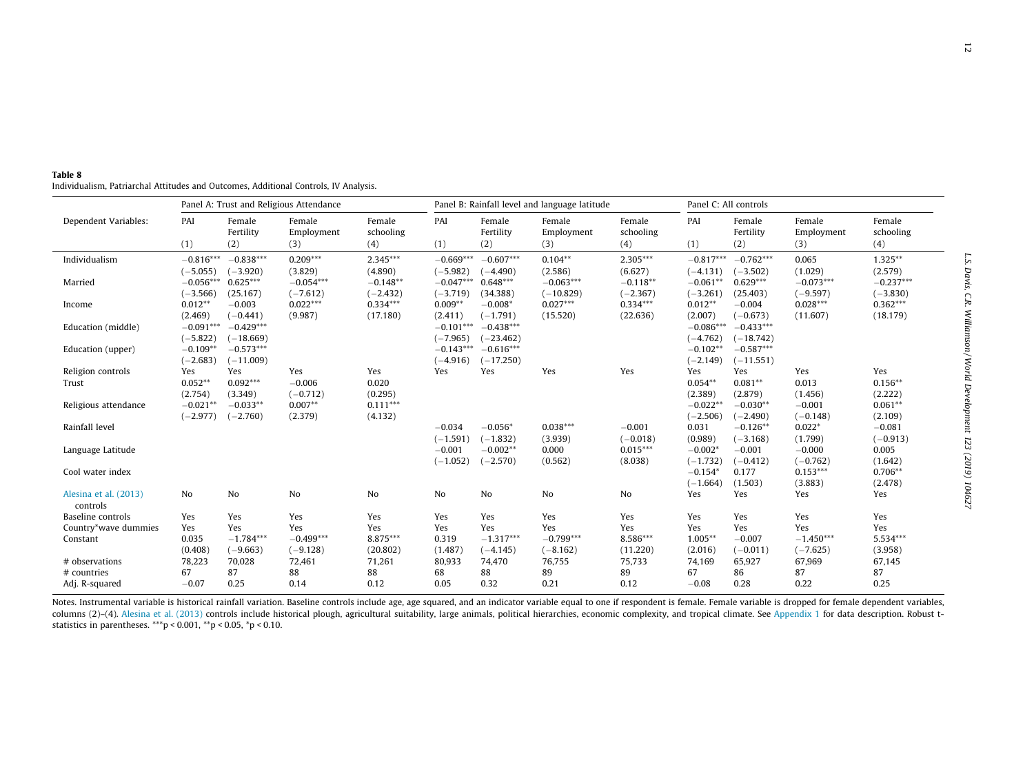**Table 8**
Individualism, Patriarchal Attitudes and Outcomes, Additional Controls, IV Analysis.

| | Panel A: Trust and Religious Attendance | | | | Panel B: Rainfall level and language latitude | | | | Panel C: All controls | | | |
|---|---|---|---|---|---|---|---|---|---|---|---|---|
| Dependent Variables: | PAI | Female Fertility | Female Employment | Female schooling | PAI | Female Fertility | Female Employment | Female schooling | PAI | Female Fertility | Female Employment | Female schooling |
| | (1) | (2) | (3) | (4) | (1) | (2) | (3) | (4) | (1) | (2) | (3) | (4) |
| Individualism | −0.816*** | −0.838*** | 0.209*** | 2.345*** | −0.669*** | −0.607*** | 0.104** | 2.305*** | −0.817*** | −0.762*** | 0.065 | 1.325** |
| | (−5.055) | (−3.920) | (3.829) | (4.890) | (−5.982) | (−4.490) | (2.586) | (6.627) | (−4.131) | (−3.502) | (1.029) | (2.579) |
| Married | −0.056*** | 0.625*** | −0.054*** | −0.148** | −0.047*** | 0.648*** | −0.063*** | −0.118** | −0.061** | 0.629*** | −0.073*** | −0.237*** |
| | (−3.566) | (25.167) | (−7.612) | (−2.432) | (−3.719) | (34.388) | (−10.829) | (−2.367) | (−3.261) | (25.403) | (−9.597) | (−3.830) |
| Income | 0.012** | −0.003 | 0.022*** | 0.334*** | 0.009** | −0.008* | 0.027*** | 0.334*** | 0.012** | −0.004 | 0.028*** | 0.362*** |
| | (2.469) | (−0.441) | (9.987) | (17.180) | (2.411) | (−1.791) | (15.520) | (22.636) | (2.007) | (−0.673) | (11.607) | (18.179) |
| Education (middle) | −0.091*** | −0.429*** | | | −0.101*** | −0.438*** | | | −0.086*** | −0.433*** | | |
| | (−5.822) | (−18.669) | | | (−7.965) | (−23.462) | | | (−4.762) | (−18.742) | | |
| Education (upper) | −0.109** | −0.573*** | | | −0.143*** | −0.616*** | | | −0.102** | −0.587*** | | |
| | (−2.683) | (−11.009) | | | (−4.916) | (−17.250) | | | (−2.149) | (−11.551) | | |
| Religion controls | Yes | Yes | Yes | Yes | Yes | Yes | Yes | Yes | Yes | Yes | Yes | Yes |
| Trust | 0.052** | 0.092*** | −0.006 | 0.020 | | | | | 0.054** | 0.081** | 0.013 | 0.156** |
| | (2.754) | (3.349) | (−0.712) | (0.295) | | | | | (2.389) | (2.879) | (1.456) | (2.222) |
| Religious attendance | −0.021** | −0.033** | 0.007** | 0.111*** | | | | | −0.022** | −0.030** | −0.001 | 0.061** |
| | (−2.977) | (−2.760) | (2.379) | (4.132) | | | | | (−2.506) | (−2.490) | (−0.148) | (2.109) |
| Rainfall level | | | | | −0.034 | −0.056* | 0.038*** | −0.001 | 0.031 | −0.126** | 0.022* | −0.081 |
| | | | | | (−1.591) | (−1.832) | (3.939) | (−0.018) | (0.989) | (−3.168) | (1.799) | (−0.913) |
| Language Latitude | | | | | −0.001 | −0.002** | 0.000 | 0.015*** | −0.002* | −0.001 | −0.000 | 0.005 |
| | | | | | (−1.052) | (−2.570) | (0.562) | (8.038) | (−1.732) | (−0.412) | (−0.762) | (1.642) |
| Cool water index | | | | | | | | | −0.154* | 0.177 | 0.153*** | 0.706** |
| | | | | | | | | | (−1.664) | (1.503) | (3.883) | (2.478) |
| Alesina et al. (2013) controls | No | No | No | No | No | No | No | No | Yes | Yes | Yes | Yes |
| Baseline controls | Yes | Yes | Yes | Yes | Yes | Yes | Yes | Yes | Yes | Yes | Yes | Yes |
| Country*wave dummies | Yes | Yes | Yes | Yes | Yes | Yes | Yes | Yes | Yes | Yes | Yes | Yes |
| Constant | 0.035 | −1.784*** | −0.499*** | 8.875*** | 0.319 | −1.317*** | −0.799*** | 8.586*** | 1.005** | −0.007 | −1.450*** | 5.534*** |
| | (0.408) | (−9.663) | (−9.128) | (20.802) | (1.487) | (−4.145) | (−8.162) | (11.220) | (2.016) | (−0.011) | (−7.625) | (3.958) |
| # observations | 78,223 | 70,028 | 72,461 | 71,261 | 80,933 | 74,470 | 76,755 | 75,733 | 74,169 | 65,927 | 67,969 | 67,145 |
| # countries | 67 | 87 | 88 | 88 | 68 | 88 | 89 | 89 | 67 | 86 | 87 | 87 |
| Adj. R-squared | −0.07 | 0.25 | 0.14 | 0.12 | 0.05 | 0.32 | 0.21 | 0.12 | −0.08 | 0.28 | 0.22 | 0.25 |

Notes. Instrumental variable is historical rainfall variation. Baseline controls include age, age squared, and an indicator variable equal to one if respondent is female. Female variable is dropped for female dependent variables, columns (2)–(4). Alesina et al. (2013) controls include historical plough, agricultural suitability, large animals, political hierarchies, economic complexity, and tropical climate. See Appendix 1 for data description. Robust t-statistics in parentheses. ***p < 0.001, **p < 0.05, *p < 0.10.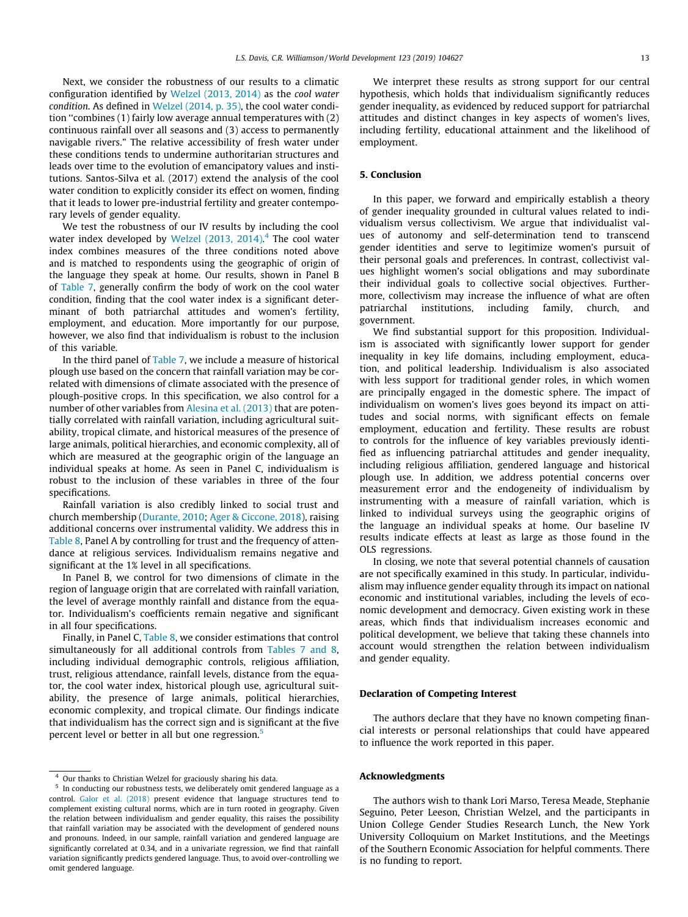Next, we consider the robustness of our results to a climatic configuration identified by Welzel (2013, 2014) as the *cool water condition*. As defined in Welzel (2014, p. 35), the cool water condition "combines (1) fairly low average annual temperatures with (2) continuous rainfall over all seasons and (3) access to permanently navigable rivers." The relative accessibility of fresh water under these conditions tends to undermine authoritarian structures and leads over time to the evolution of emancipatory values and institutions. Santos-Silva et al. (2017) extend the analysis of the cool water condition to explicitly consider its effect on women, finding that it leads to lower pre-industrial fertility and greater contemporary levels of gender equality.

We test the robustness of our IV results by including the cool water index developed by Welzel (2013, 2014).[4] The cool water index combines measures of the three conditions noted above and is matched to respondents using the geographic of origin of the language they speak at home. Our results, shown in Panel B of Table 7, generally confirm the body of work on the cool water condition, finding that the cool water index is a significant determinant of both patriarchal attitudes and women's fertility, employment, and education. More importantly for our purpose, however, we also find that individualism is robust to the inclusion of this variable.

In the third panel of Table 7, we include a measure of historical plough use based on the concern that rainfall variation may be correlated with dimensions of climate associated with the presence of plough-positive crops. In this specification, we also control for a number of other variables from Alesina et al. (2013) that are potentially correlated with rainfall variation, including agricultural suitability, tropical climate, and historical measures of the presence of large animals, political hierarchies, and economic complexity, all of which are measured at the geographic origin of the language an individual speaks at home. As seen in Panel C, individualism is robust to the inclusion of these variables in three of the four specifications.

Rainfall variation is also credibly linked to social trust and church membership (Durante, 2010; Ager & Ciccone, 2018), raising additional concerns over instrumental validity. We address this in Table 8, Panel A by controlling for trust and the frequency of attendance at religious services. Individualism remains negative and significant at the 1% level in all specifications.

In Panel B, we control for two dimensions of climate in the region of language origin that are correlated with rainfall variation, the level of average monthly rainfall and distance from the equator. Individualism's coefficients remain negative and significant in all four specifications.

Finally, in Panel C, Table 8, we consider estimations that control simultaneously for all additional controls from Tables 7 and 8, including individual demographic controls, religious affiliation, trust, religious attendance, rainfall levels, distance from the equator, the cool water index, historical plough use, agricultural suitability, the presence of large animals, political hierarchies, economic complexity, and tropical climate. Our findings indicate that individualism has the correct sign and is significant at the five percent level or better in all but one regression.[5]

We interpret these results as strong support for our central hypothesis, which holds that individualism significantly reduces gender inequality, as evidenced by reduced support for patriarchal attitudes and distinct changes in key aspects of women's lives, including fertility, educational attainment and the likelihood of employment.

## 5. Conclusion

In this paper, we forward and empirically establish a theory of gender inequality grounded in cultural values related to individualism versus collectivism. We argue that individualist values of autonomy and self-determination tend to transcend gender identities and serve to legitimize women's pursuit of their personal goals and preferences. In contrast, collectivist values highlight women's social obligations and may subordinate their individual goals to collective social objectives. Furthermore, collectivism may increase the influence of what are often patriarchal institutions, including family, church, and government.

We find substantial support for this proposition. Individualism is associated with significantly lower support for gender inequality in key life domains, including employment, education, and political leadership. Individualism is also associated with less support for traditional gender roles, in which women are principally engaged in the domestic sphere. The impact of individualism on women's lives goes beyond its impact on attitudes and social norms, with significant effects on female employment, education and fertility. These results are robust to controls for the influence of key variables previously identified as influencing patriarchal attitudes and gender inequality, including religious affiliation, gendered language and historical plough use. In addition, we address potential concerns over measurement error and the endogeneity of individualism by instrumenting with a measure of rainfall variation, which is linked to individual surveys using the geographic origins of the language an individual speaks at home. Our baseline IV results indicate effects at least as large as those found in the OLS regressions.

In closing, we note that several potential channels of causation are not specifically examined in this study. In particular, individualism may influence gender equality through its impact on national economic and institutional variables, including the levels of economic development and democracy. Given existing work in these areas, which finds that individualism increases economic and political development, we believe that taking these channels into account would strengthen the relation between individualism and gender equality.

### Declaration of Competing Interest

The authors declare that they have no known competing financial interests or personal relationships that could have appeared to influence the work reported in this paper.

### Acknowledgments

The authors wish to thank Lori Marso, Teresa Meade, Stephanie Seguino, Peter Leeson, Christian Welzel, and the participants in Union College Gender Studies Research Lunch, the New York University Colloquium on Market Institutions, and the Meetings of the Southern Economic Association for helpful comments. There is no funding to report.

---

[4] Our thanks to Christian Welzel for graciously sharing his data.

[5] In conducting our robustness tests, we deliberately omit gendered language as a control. Galor et al. (2018) present evidence that language structures tend to complement existing cultural norms, which are in turn rooted in geography. Given the relation between individualism and gender equality, this raises the possibility that rainfall variation may be associated with the development of gendered nouns and pronouns. Indeed, in our sample, rainfall variation and gendered language are significantly correlated at 0.34, and in a univariate regression, we find that rainfall variation significantly predicts gendered language. Thus, to avoid over-controlling we omit gendered language.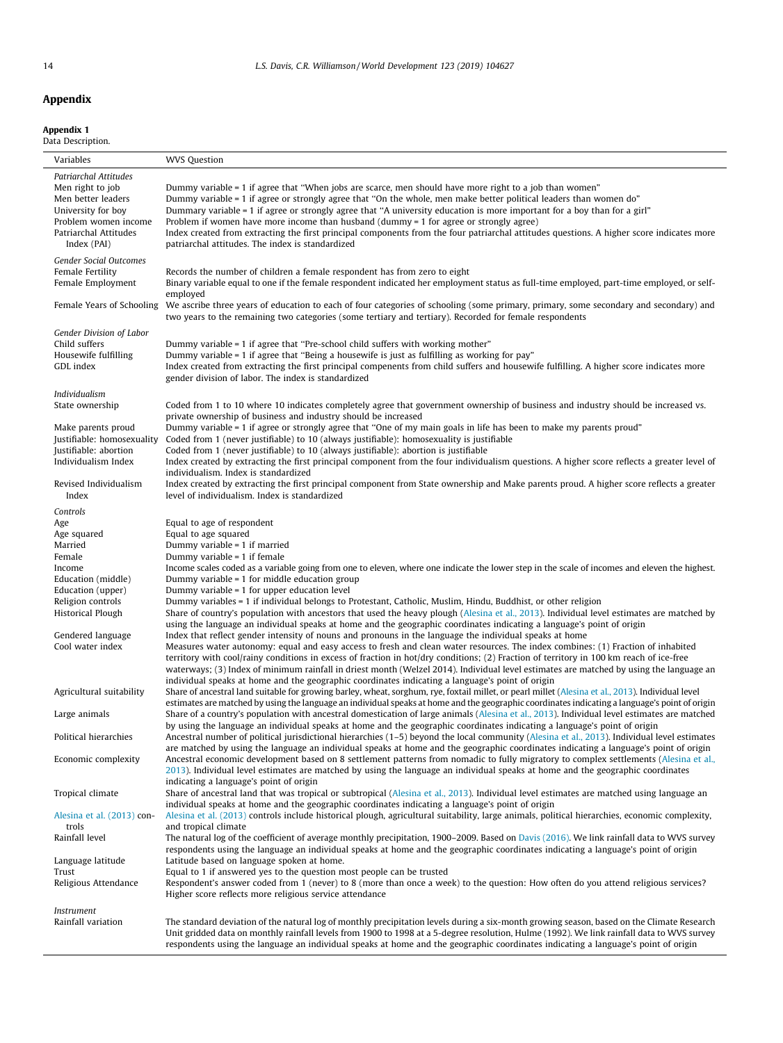## Appendix

**Appendix 1**
Data Description.

| Variables | WVS Question |
|---|---|
| *Patriarchal Attitudes* | |
| Men right to job | Dummy variable = 1 if agree that "When jobs are scarce, men should have more right to a job than women" |
| Men better leaders | Dummy variable = 1 if agree or strongly agree that "On the whole, men make better political leaders than women do" |
| University for boy | Dummary variable = 1 if agree or strongly agree that "A university education is more important for a boy than for a girl" |
| Problem women income | Problem if women have more income than husband (dummy = 1 for agree or strongly agree) |
| Patriarchal Attitudes Index (PAI) | Index created from extracting the first principal components from the four patriarchal attitudes questions. A higher score indicates more patriarchal attitudes. The index is standardized |
| *Gender Social Outcomes* | |
| Female Fertility | Records the number of children a female respondent has from zero to eight |
| Female Employment | Binary variable equal to one if the female respondent indicated her employment status as full-time employed, part-time employed, or self-employed |
| Female Years of Schooling | We ascribe three years of education to each of four categories of schooling (some primary, primary, some secondary and secondary) and two years to the remaining two categories (some tertiary and tertiary). Recorded for female respondents |
| *Gender Division of Labor* | |
| Child suffers | Dummy variable = 1 if agree that "Pre-school child suffers with working mother" |
| Housewife fulfilling | Dummy variable = 1 if agree that "Being a housewife is just as fulfilling as working for pay" |
| GDL index | Index created from extracting the first principal compenents from child suffers and housewife fulfilling. A higher score indicates more gender division of labor. The index is standardized |
| *Individualism* | |
| State ownership | Coded from 1 to 10 where 10 indicates completely agree that government ownership of business and industry should be increased vs. private ownership of business and industry should be increased |
| Make parents proud | Dummy variable = 1 if agree or strongly agree that "One of my main goals in life has been to make my parents proud" |
| Justifiable: homosexuality | Coded from 1 (never justifiable) to 10 (always justifiable): homosexuality is justifiable |
| Justifiable: abortion | Coded from 1 (never justifiable) to 10 (always justifiable): abortion is justifiable |
| Individualism Index | Index created by extracting the first principal component from the four individualism questions. A higher score reflects a greater level of individualism. Index is standardized |
| Revised Individualism Index | Index created by extracting the first principal component from State ownership and Make parents proud. A higher score reflects a greater level of individualism. Index is standardized |
| *Controls* | |
| Age | Equal to age of respondent |
| Age squared | Equal to age squared |
| Married | Dummy variable = 1 if married |
| Female | Dummy variable = 1 if female |
| Income | Income scales coded as a variable going from one to eleven, where one indicate the lower step in the scale of incomes and eleven the highest. |
| Education (middle) | Dummy variable = 1 for middle education group |
| Education (upper) | Dummy variable = 1 for upper education level |
| Religion controls | Dummy variables = 1 if individual belongs to Protestant, Catholic, Muslim, Hindu, Buddhist, or other religion |
| Historical Plough | Share of country's population with ancestors that used the heavy plough (Alesina et al., 2013). Individual level estimates are matched by using the language an individual speaks at home and the geographic coordinates indicating a language's point of origin |
| Gendered language | Index that reflect gender intensity of nouns and pronouns in the language the individual speaks at home |
| Cool water index | Measures water autonomy: equal and easy access to fresh and clean water resources. The index combines: (1) Fraction of inhabited territory with cool/rainy conditions in excess of fraction in hot/dry conditions; (2) Fraction of territory in 100 km reach of ice-free waterways; (3) Index of minimum rainfall in driest month (Welzel 2014). Individual level estimates are matched by using the language an individual speaks at home and the geographic coordinates indicating a language's point of origin |
| Agricultural suitability | Share of ancestral land suitable for growing barley, wheat, sorghum, rye, foxtail millet, or pearl millet (Alesina et al., 2013). Individual level estimates are matched by using the language an individual speaks at home and the geographic coordinates indicating a language's point of origin |
| Large animals | Share of a country's population with ancestral domestication of large animals (Alesina et al., 2013). Individual level estimates are matched by using the language an individual speaks at home and the geographic coordinates indicating a language's point of origin |
| Political hierarchies | Ancestral number of political jurisdictional hierarchies (1–5) beyond the local community (Alesina et al., 2013). Individual level estimates are matched by using the language an individual speaks at home and the geographic coordinates indicating a language's point of origin |
| Economic complexity | Ancestral economic development based on 8 settlement patterns from nomadic to fully migratory to complex settlements (Alesina et al., 2013). Individual level estimates are matched by using the language an individual speaks at home and the geographic coordinates indicating a language's point of origin |
| Tropical climate | Share of ancestral land that was tropical or subtropical (Alesina et al., 2013). Individual level estimates are matched using language an individual speaks at home and the geographic coordinates indicating a language's point of origin |
| Alesina et al. (2013) controls | Alesina et al. (2013) controls include historical plough, agricultural suitability, large animals, political hierarchies, economic complexity, and tropical climate |
| Rainfall level | The natural log of the coefficient of average monthly precipitation, 1900–2009. Based on Davis (2016). We link rainfall data to WVS survey respondents using the language an individual speaks at home and the geographic coordinates indicating a language's point of origin |
| Language latitude | Latitude based on language spoken at home. |
| Trust | Equal to 1 if answered yes to the question most people can be trusted |
| Religious Attendance | Respondent's answer coded from 1 (never) to 8 (more than once a week) to the question: How often do you attend religious services? Higher score reflects more religious service attendance |
| *Instrument* | |
| Rainfall variation | The standard deviation of the natural log of monthly precipitation levels during a six-month growing season, based on the Climate Research Unit gridded data on monthly rainfall levels from 1900 to 1998 at a 5-degree resolution, Hulme (1992). We link rainfall data to WVS survey respondents using the language an individual speaks at home and the geographic coordinates indicating a language's point of origin |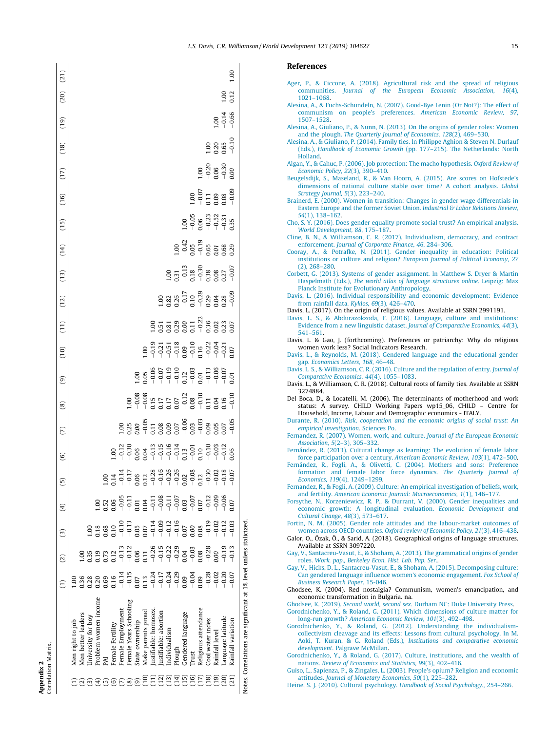## Appendix 2

Correlation Matrix.

| | | (1) | (2) | (3) | (4) | (5) | (6) | (7) | (8) | (9) | (10) | (11) | (12) | (13) | (14) | (15) | (16) | (17) | (18) | (19) | (20) | (21) |
|---|---|---|---|---|---|---|---|---|---|---|---|---|---|---|---|---|---|---|---|---|---|---|
| (1) | Men right to job | 1.00 | | | | | | | | | | | | | | | | | | | | |
| (2) | Men better leaders | 0.36 | 1.00 | | | | | | | | | | | | | | | | | | | |
| (3) | University for boy | 0.28 | 0.35 | 1.00 | | | | | | | | | | | | | | | | | | |
| (4) | Problem women income | 0.20 | 0.19 | 0.18 | 1.00 | | | | | | | | | | | | | | | | | |
| (5) | PAI | 0.69 | 0.73 | 0.68 | 0.52 | 1.00 | | | | | | | | | | | | | | | | |
| (6) | Female Fertility | 0.16 | 0.12 | 0.10 | 0.06 | 0.14 | 1.00 | | | | | | | | | | | | | | | |
| (7) | Female Employment | −0.14 | −0.13 | −0.10 | −0.05 | −0.14 | −0.12 | 1.00 | | | | | | | | | | | | | | |
| (8) | Female Years Schooling | −0.15 | −0.12 | −0.13 | −0.11 | −0.17 | −0.30 | 0.25 | 1.00 | | | | | | | | | | | | | |
| (9) | State ownership | 0.07 | 0.06 | 0.05 | 0.01 | 0.06 | 0.06 | *0.00* | −0.08 | 1.00 | | | | | | | | | | | | |
| (10) | Make parents proud | 0.13 | 0.11 | 0.07 | 0.04 | 0.12 | 0.04 | −0.05 | −0.08 | 0.05 | 1.00 | | | | | | | | | | | |
| (11) | Justifiable: homosex. | −0.24 | −0.26 | −0.14 | −0.11 | −0.28 | −0.13 | 0.11 | 0.15 | −0.06 | −0.19 | 1.00 | | | | | | | | | | |
| (12) | Justifiable: abortion | −0.17 | −0.15 | −0.09 | −0.08 | −0.16 | −0.15 | 0.08 | 0.17 | −0.07 | −0.21 | 0.51 | 1.00 | | | | | | | | | |
| (13) | Individualism | −0.24 | −0.22 | −0.12 | −0.11 | −0.26 | −0.16 | 0.09 | 0.17 | −0.19 | −0.51 | 0.81 | 0.82 | 1.00 | | | | | | | | |
| (14) | Plough | −0.29 | −0.29 | −0.16 | −0.07 | −0.26 | −0.14 | 0.07 | 0.07 | −0.10 | −0.18 | 0.29 | 0.26 | 0.31 | 1.00 | | | | | | | |
| (15) | Gendered language | 0.09 | 0.04 | 0.07 | 0.03 | 0.02 | 0.13 | −0.06 | −0.12 | 0.12 | 0.09 | *0.00* | −0.17 | −0.13 | −0.42 | 1.00 | | | | | | |
| (16) | Trust | −0.04 | −0.03 | *0.00* | −0.07 | −0.08 | −0.01 | 0.03 | 0.08 | −0.03 | −0.10 | 0.11 | 0.10 | 0.18 | 0.05 | −0.05 | 1.00 | | | | | |
| (17) | Religious attendance | 0.09 | 0.08 | 0.08 | 0.07 | 0.12 | 0.10 | −0.03 | −0.10 | 0.01 | 0.16 | −0.22 | −0.29 | −0.30 | −0.19 | 0.06 | −0.07 | 1.00 | | | | |
| (18) | Cool water index | −0.28 | −0.28 | −0.19 | −0.12 | −0.30 | −0.10 | 0.09 | 0.11 | −0.13 | −0.22 | 0.36 | 0.29 | 0.38 | 0.65 | −0.23 | 0.11 | −0.20 | 1.00 | | | |
| (19) | Rainfall level | −0.02 | *0.00* | −0.02 | −0.09 | −0.02 | −0.03 | 0.05 | 0.04 | −0.06 | −0.04 | 0.02 | 0.04 | 0.08 | *0.01* | −0.52 | 0.09 | 0.06 | 0.20 | 1.00 | | |
| (20) | Language latitude | −0.20 | −0.19 | −0.12 | −0.06 | −0.18 | −0.12 | 0.07 | 0.16 | −0.07 | −0.21 | 0.23 | 0.28 | 0.27 | 0.68 | −0.31 | 0.08 | −0.30 | 0.65 | −0.14 | 1.00 | |
| (21) | Rainfall variation | −0.07 | −0.13 | −0.03 | 0.07 | −0.07 | 0.06 | −0.05 | −0.10 | 0.01 | 0.07 | 0.07 | −0.09 | −0.07 | 0.29 | 0.35 | −0.09 | *0.00* | −0.10 | −0.66 | 0.12 | 1.00 |

Notes. Correlations are significant at 1% level unless italicized.

## References

Ager, P., & Ciccone, A. (2018). Agricultural risk and the spread of religious communities. *Journal of the European Economic Association, 16*(4), 1021–1068.

Alesina, A., & Fuchs-Schundeln, N. (2007). Good-Bye Lenin (Or Not?): The effect of communism on people's preferences. *American Economic Review, 97*, 1507–1528.

Alesina, A., Giuliano, P., & Nunn, N. (2013). On the origins of gender roles: Women and the plough. *The Quarterly Journal of Economics, 128*(2), 469–530.

Alesina, A., & Giuliano, P. (2014). Family ties. In Philippe Aghion & Steven N. Durlauf (Eds.), *Handbook of Economic Growth* (pp. 177–215). The Netherlands: North Holland.

Algan, Y., & Cahuc, P. (2006). Job protection: The macho hypothesis. *Oxford Review of Economic Policy, 22*(3), 390–410.

Beugelsdijk, S., Maseland, R., & Van Hoorn, A. (2015). Are scores on Hofstede's dimensions of national culture stable over time? A cohort analysis. *Global Strategy Journal, 5*(3), 223–240.

Brainerd, E. (2000). Women in transition: Changes in gender wage differentials in Eastern Europe and the former Soviet Union. *Industrial & Labor Relations Review, 54*(1), 138–162.

Cho, S. Y. (2016). Does gender equality promote social trust? An empirical analysis. *World Development, 88*, 175–187.

Cline, B. N., & Williamson, C. R. (2017). Individualism, democracy, and contract enforcement. *Journal of Corporate Finance, 46*, 284–306.

Cooray, A., & Potrafke, N. (2011). Gender inequality in education: Political institutions or culture and religion? *European Journal of Political Economy, 27* (2), 268–280.

Corbett, G. (2013). Systems of gender assignment. In Matthew S. Dryer & Martin Haspelmath (Eds.), *The world atlas of language structures online*. Leipzig: Max Planck Institute for Evolutionary Anthropology.

Davis, L. (2016). Individual responsibility and economic development: Evidence from rainfall data. *Kyklos, 69*(3), 426–470.

Davis, L. (2017). On the origin of religious values. Available at SSRN 2991191.

Davis, L. S., & Abdurazokzoda, F. (2016). Language, culture and institutions: Evidence from a new linguistic dataset. *Journal of Comparative Economics, 44*(3), 541–561.

Davis, L. & Gao, J. (forthcoming). Preferences or patriarchy: Why do religious women work less? Social Indicators Research.

Davis, L., & Reynolds, M. (2018). Gendered language and the educational gender gap. *Economics Letters, 168*, 46–48.

Davis, L. S., & Williamson, C. R. (2016). Culture and the regulation of entry. *Journal of Comparative Economics, 44*(4), 1055–1083.

Davis, L., & Williamson, C. R. (2018). Cultural roots of family ties. Available at SSRN 3274884.

Del Boca, D., & Locatelli, M. (2006). The determinants of motherhood and work status: A survey. CHILD Working Papers wp15_06, CHILD – Centre for Household, Income, Labour and Demographic economics - ITALY.

Durante, R. (2010). *Risk, cooperation and the economic origins of social trust: An empirical investigation*. Sciences Po.

Fernandez, R. (2007). Women, work, and culture. *Journal of the European Economic Association, 5*(2–3), 305–332.

Fernández, R. (2013). Cultural change as learning: The evolution of female labor force participation over a century. *American Economic Review, 103*(1), 472–500.

Fernández, R., Fogli, A., & Olivetti, C. (2004). Mothers and sons: Preference formation and female labor force dynamics. *The Quarterly Journal of Economics, 119*(4), 1249–1299.

Fernandez, R., & Fogli, A. (2009). Culture: An empirical investigation of beliefs, work, and fertility. *American Economic Journal: Macroeconomics, 1*(1), 146–177.

Forsythe, N., Korzeniewicz, R. P., & Durrant, V. (2000). Gender inequalities and economic growth: A longitudinal evaluation. *Economic Development and Cultural Change, 48*(3), 573–617.

Fortin, N. M. (2005). Gender role attitudes and the labour-market outcomes of women across OECD countries. *Oxford review of Economic Policy, 21*(3), 416–438.

Galor, O., Özak, Ö., & Sarid, A. (2018). Geographical origins of language structures. Available at SSRN 3097220.

Gay, V., Santacreu-Vasut, E., & Shoham, A. (2013). The grammatical origins of gender roles. *Work. pap., Berkeley Econ. Hist. Lab. Pap. Ser.*.

Gay, V., Hicks, D. L., Santacreu-Vasut, E., & Shoham, A. (2015). Decomposing culture: Can gendered language influence women's economic engagement. *Fox School of Business Research Paper*. 15-046.

Ghodsee, K. (2004). Red nostalgia? Communism, women's emancipation, and economic transformation in Bulgaria. na.

Ghodsee, K. (2019). *Second world, second sex*. Durham NC: Duke University Press.

Gorodnichenko, Y., & Roland, G. (2011). Which dimensions of culture matter for long-run growth? *American Economic Review, 101*(3), 492–498.

Gorodnichenko, Y., & Roland, G. (2012). Understanding the individualism-collectivism cleavage and its effects: Lessons from cultural psychology. In M. Aoki, T. Kuran, & G. Roland (Eds.), *Institutions and comparative economic development*. Palgrave McMillan.

Gorodnichenko, Y., & Roland, G. (2017). Culture, institutions, and the wealth of nations. *Review of Economics and Statistics, 99*(3), 402–416.

Guiso, L., Sapienza, P., & Zingales, L. (2003). People's opium? Religion and economic attitudes. *Journal of Monetary Economics, 50*(1), 225–282.

Heine, S. J. (2010). Cultural psychology. *Handbook of Social Psychology.*, 254–266.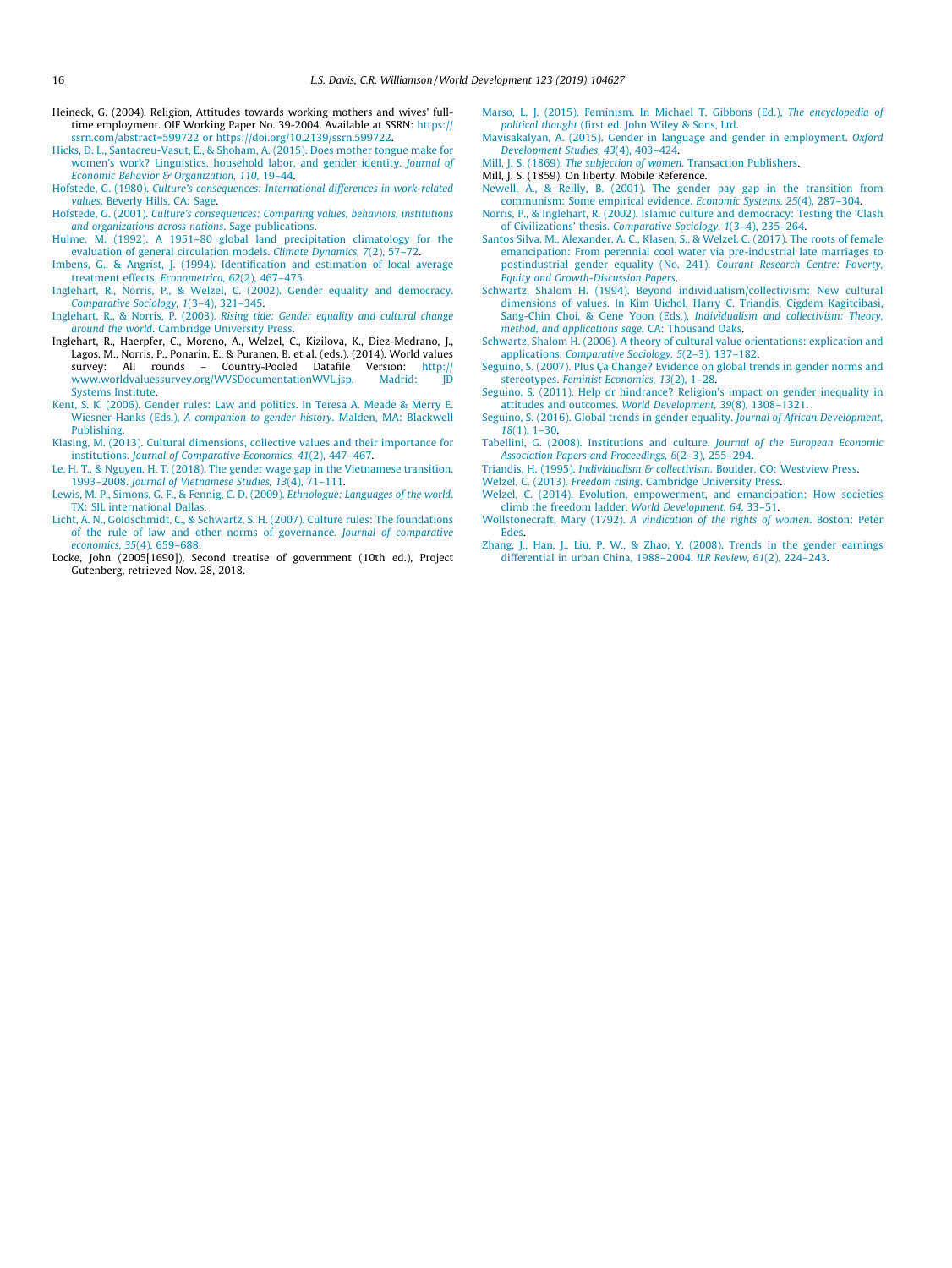Heineck, G. (2004). Religion, Attitudes towards working mothers and wives' full-time employment. OIF Working Paper No. 39-2004. Available at SSRN: https://ssrn.com/abstract=599722 or https://doi.org/10.2139/ssrn.599722.

Hicks, D. L., Santacreu-Vasut, E., & Shoham, A. (2015). Does mother tongue make for women's work? Linguistics, household labor, and gender identity. *Journal of Economic Behavior & Organization, 110*, 19–44.

Hofstede, G. (1980). *Culture's consequences: International differences in work-related values*. Beverly Hills, CA: Sage.

Hofstede, G. (2001). *Culture's consequences: Comparing values, behaviors, institutions and organizations across nations*. Sage publications.

Hulme, M. (1992). A 1951–80 global land precipitation climatology for the evaluation of general circulation models. *Climate Dynamics, 7*(2), 57–72.

Imbens, G., & Angrist, J. (1994). Identification and estimation of local average treatment effects. *Econometrica, 62*(2), 467–475.

Inglehart, R., Norris, P., & Welzel, C. (2002). Gender equality and democracy. *Comparative Sociology, 1*(3–4), 321–345.

Inglehart, R., & Norris, P. (2003). *Rising tide: Gender equality and cultural change around the world*. Cambridge University Press.

Inglehart, R., Haerpfer, C., Moreno, A., Welzel, C., Kizilova, K., Diez-Medrano, J., Lagos, M., Norris, P., Ponarin, E., & Puranen, B. et al. (eds.). (2014). World values survey: All rounds – Country-Pooled Datafile Version: http://www.worldvaluessurvey.org/WVSDocumentationWVL.jsp. Madrid: JD Systems Institute.

Kent, S. K. (2006). Gender rules: Law and politics. In Teresa A. Meade & Merry E. Wiesner-Hanks (Eds.), *A companion to gender history*. Malden, MA: Blackwell Publishing.

Klasing, M. (2013). Cultural dimensions, collective values and their importance for institutions. *Journal of Comparative Economics, 41*(2), 447–467.

Le, H. T., & Nguyen, H. T. (2018). The gender wage gap in the Vietnamese transition, 1993–2008. *Journal of Vietnamese Studies, 13*(4), 71–111.

Lewis, M. P., Simons, G. F., & Fennig, C. D. (2009). *Ethnologue: Languages of the world*. TX: SIL international Dallas.

Licht, A. N., Goldschmidt, C., & Schwartz, S. H. (2007). Culture rules: The foundations of the rule of law and other norms of governance. *Journal of comparative economics, 35*(4), 659–688.

Locke, John (2005[1690]), Second treatise of government (10th ed.), Project Gutenberg, retrieved Nov. 28, 2018.

Marso, L. J. (2015). Feminism. In Michael T. Gibbons (Ed.), *The encyclopedia of political thought* (first ed. John Wiley & Sons, Ltd.

Mavisakalyan, A. (2015). Gender in language and gender in employment. *Oxford Development Studies, 43*(4), 403–424.

Mill, J. S. (1869). *The subjection of women*. Transaction Publishers.

Mill, J. S. (1859). On liberty. Mobile Reference.

Newell, A., & Reilly, B. (2001). The gender pay gap in the transition from communism: Some empirical evidence. *Economic Systems, 25*(4), 287–304.

Norris, P., & Inglehart, R. (2002). Islamic culture and democracy: Testing the 'Clash of Civilizations' thesis. *Comparative Sociology, 1*(3–4), 235–264.

Santos Silva, M., Alexander, A. C., Klasen, S., & Welzel, C. (2017). The roots of female emancipation: From perennial cool water via pre-industrial late marriages to postindustrial gender equality (No. 241). *Courant Research Centre: Poverty, Equity and Growth-Discussion Papers*.

Schwartz, Shalom H. (1994). Beyond individualism/collectivism: New cultural dimensions of values. In Kim Uichol, Harry C. Triandis, Cigdem Kagitcibasi, Sang-Chin Choi, & Gene Yoon (Eds.), *Individualism and collectivism: Theory, method, and applications sage*. CA: Thousand Oaks.

Schwartz, Shalom H. (2006). A theory of cultural value orientations: explication and applications. *Comparative Sociology, 5*(2–3), 137–182.

Seguino, S. (2007). Plus Ça Change? Evidence on global trends in gender norms and stereotypes. *Feminist Economics, 13*(2), 1–28.

Seguino, S. (2011). Help or hindrance? Religion's impact on gender inequality in attitudes and outcomes. *World Development, 39*(8), 1308–1321.

Seguino, S. (2016). Global trends in gender equality. *Journal of African Development, 18*(1), 1–30.

Tabellini, G. (2008). Institutions and culture. *Journal of the European Economic Association Papers and Proceedings, 6*(2–3), 255–294.

Triandis, H. (1995). *Individualism & collectivism*. Boulder, CO: Westview Press.

Welzel, C. (2013). *Freedom rising*. Cambridge University Press.

Welzel, C. (2014). Evolution, empowerment, and emancipation: How societies climb the freedom ladder. *World Development, 64*, 33–51.

Wollstonecraft, Mary (1792). *A vindication of the rights of women*. Boston: Peter Edes.

Zhang, J., Han, J., Liu, P. W., & Zhao, Y. (2008). Trends in the gender earnings differential in urban China, 1988–2004. *ILR Review, 61*(2), 224–243.